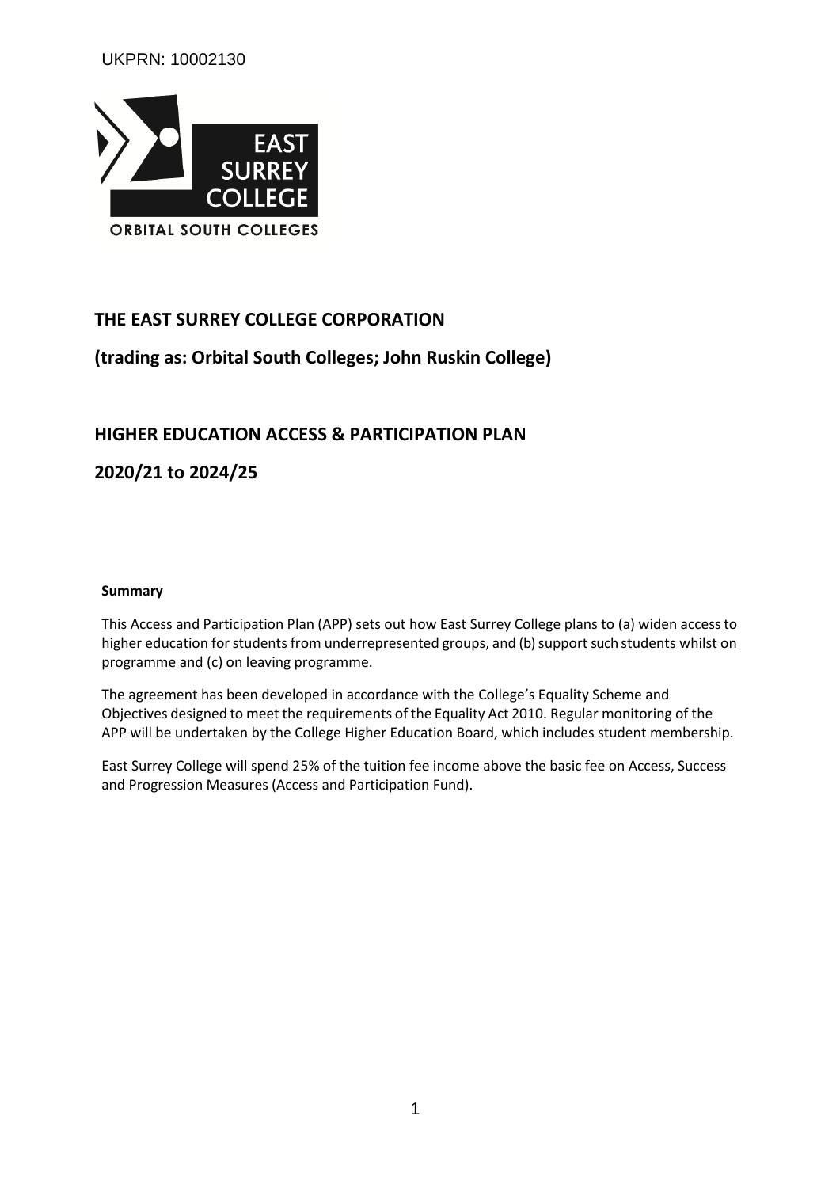UKPRN: 10002130

EAST SURREY COLLEGE

ORBITAL SOUTH COLLEGES

# THE EAST SURREY COLLEGE CORPORATION

## (trading as: Orbital South Colleges; John Ruskin College)

# HIGHER EDUCATION ACCESS & PARTICIPATION PLAN

## 2020/21 to 2024/25

**Summary**

This Access and Participation Plan (APP) sets out how East Surrey College plans to (a) widen access to higher education for students from underrepresented groups, and (b) support such students whilst on programme and (c) on leaving programme.

The agreement has been developed in accordance with the College's Equality Scheme and Objectives designed to meet the requirements of the Equality Act 2010. Regular monitoring of the APP will be undertaken by the College Higher Education Board, which includes student membership.

East Surrey College will spend 25% of the tuition fee income above the basic fee on Access, Success and Progression Measures (Access and Participation Fund).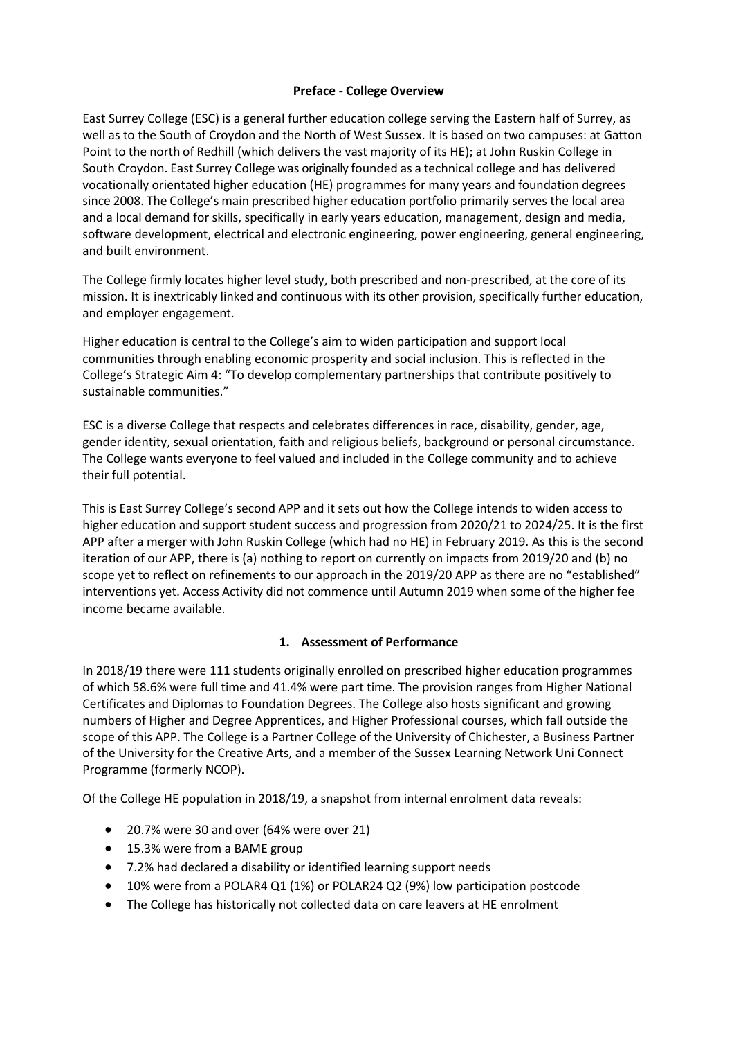**Preface - College Overview**

East Surrey College (ESC) is a general further education college serving the Eastern half of Surrey, as well as to the South of Croydon and the North of West Sussex. It is based on two campuses: at Gatton Point to the north of Redhill (which delivers the vast majority of its HE); at John Ruskin College in South Croydon. East Surrey College was originally founded as a technical college and has delivered vocationally orientated higher education (HE) programmes for many years and foundation degrees since 2008. The College's main prescribed higher education portfolio primarily serves the local area and a local demand for skills, specifically in early years education, management, design and media, software development, electrical and electronic engineering, power engineering, general engineering, and built environment.

The College firmly locates higher level study, both prescribed and non-prescribed, at the core of its mission. It is inextricably linked and continuous with its other provision, specifically further education, and employer engagement.

Higher education is central to the College's aim to widen participation and support local communities through enabling economic prosperity and social inclusion. This is reflected in the College's Strategic Aim 4: "To develop complementary partnerships that contribute positively to sustainable communities."

ESC is a diverse College that respects and celebrates differences in race, disability, gender, age, gender identity, sexual orientation, faith and religious beliefs, background or personal circumstance. The College wants everyone to feel valued and included in the College community and to achieve their full potential.

This is East Surrey College's second APP and it sets out how the College intends to widen access to higher education and support student success and progression from 2020/21 to 2024/25. It is the first APP after a merger with John Ruskin College (which had no HE) in February 2019. As this is the second iteration of our APP, there is (a) nothing to report on currently on impacts from 2019/20 and (b) no scope yet to reflect on refinements to our approach in the 2019/20 APP as there are no "established" interventions yet. Access Activity did not commence until Autumn 2019 when some of the higher fee income became available.

## 1. Assessment of Performance

In 2018/19 there were 111 students originally enrolled on prescribed higher education programmes of which 58.6% were full time and 41.4% were part time. The provision ranges from Higher National Certificates and Diplomas to Foundation Degrees. The College also hosts significant and growing numbers of Higher and Degree Apprentices, and Higher Professional courses, which fall outside the scope of this APP. The College is a Partner College of the University of Chichester, a Business Partner of the University for the Creative Arts, and a member of the Sussex Learning Network Uni Connect Programme (formerly NCOP).

Of the College HE population in 2018/19, a snapshot from internal enrolment data reveals:

- 20.7% were 30 and over (64% were over 21)
- 15.3% were from a BAME group
- 7.2% had declared a disability or identified learning support needs
- 10% were from a POLAR4 Q1 (1%) or POLAR24 Q2 (9%) low participation postcode
- The College has historically not collected data on care leavers at HE enrolment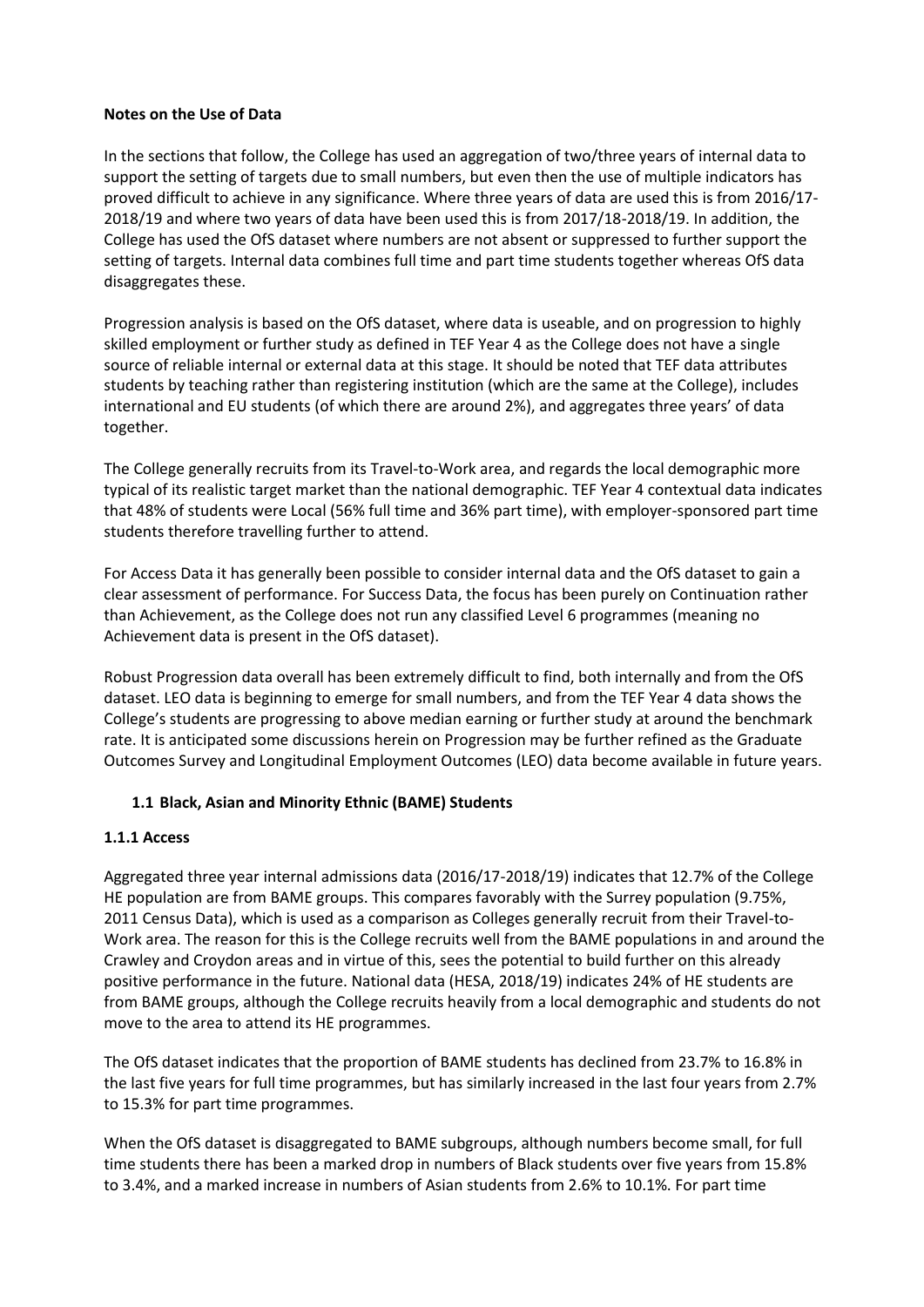**Notes on the Use of Data**

In the sections that follow, the College has used an aggregation of two/three years of internal data to support the setting of targets due to small numbers, but even then the use of multiple indicators has proved difficult to achieve in any significance. Where three years of data are used this is from 2016/17-2018/19 and where two years of data have been used this is from 2017/18-2018/19. In addition, the College has used the OfS dataset where numbers are not absent or suppressed to further support the setting of targets. Internal data combines full time and part time students together whereas OfS data disaggregates these.

Progression analysis is based on the OfS dataset, where data is useable, and on progression to highly skilled employment or further study as defined in TEF Year 4 as the College does not have a single source of reliable internal or external data at this stage. It should be noted that TEF data attributes students by teaching rather than registering institution (which are the same at the College), includes international and EU students (of which there are around 2%), and aggregates three years' of data together.

The College generally recruits from its Travel-to-Work area, and regards the local demographic more typical of its realistic target market than the national demographic. TEF Year 4 contextual data indicates that 48% of students were Local (56% full time and 36% part time), with employer-sponsored part time students therefore travelling further to attend.

For Access Data it has generally been possible to consider internal data and the OfS dataset to gain a clear assessment of performance. For Success Data, the focus has been purely on Continuation rather than Achievement, as the College does not run any classified Level 6 programmes (meaning no Achievement data is present in the OfS dataset).

Robust Progression data overall has been extremely difficult to find, both internally and from the OfS dataset. LEO data is beginning to emerge for small numbers, and from the TEF Year 4 data shows the College's students are progressing to above median earning or further study at around the benchmark rate. It is anticipated some discussions herein on Progression may be further refined as the Graduate Outcomes Survey and Longitudinal Employment Outcomes (LEO) data become available in future years.

### 1.1 Black, Asian and Minority Ethnic (BAME) Students

#### 1.1.1 Access

Aggregated three year internal admissions data (2016/17-2018/19) indicates that 12.7% of the College HE population are from BAME groups. This compares favorably with the Surrey population (9.75%, 2011 Census Data), which is used as a comparison as Colleges generally recruit from their Travel-to-Work area. The reason for this is the College recruits well from the BAME populations in and around the Crawley and Croydon areas and in virtue of this, sees the potential to build further on this already positive performance in the future. National data (HESA, 2018/19) indicates 24% of HE students are from BAME groups, although the College recruits heavily from a local demographic and students do not move to the area to attend its HE programmes.

The OfS dataset indicates that the proportion of BAME students has declined from 23.7% to 16.8% in the last five years for full time programmes, but has similarly increased in the last four years from 2.7% to 15.3% for part time programmes.

When the OfS dataset is disaggregated to BAME subgroups, although numbers become small, for full time students there has been a marked drop in numbers of Black students over five years from 15.8% to 3.4%, and a marked increase in numbers of Asian students from 2.6% to 10.1%. For part time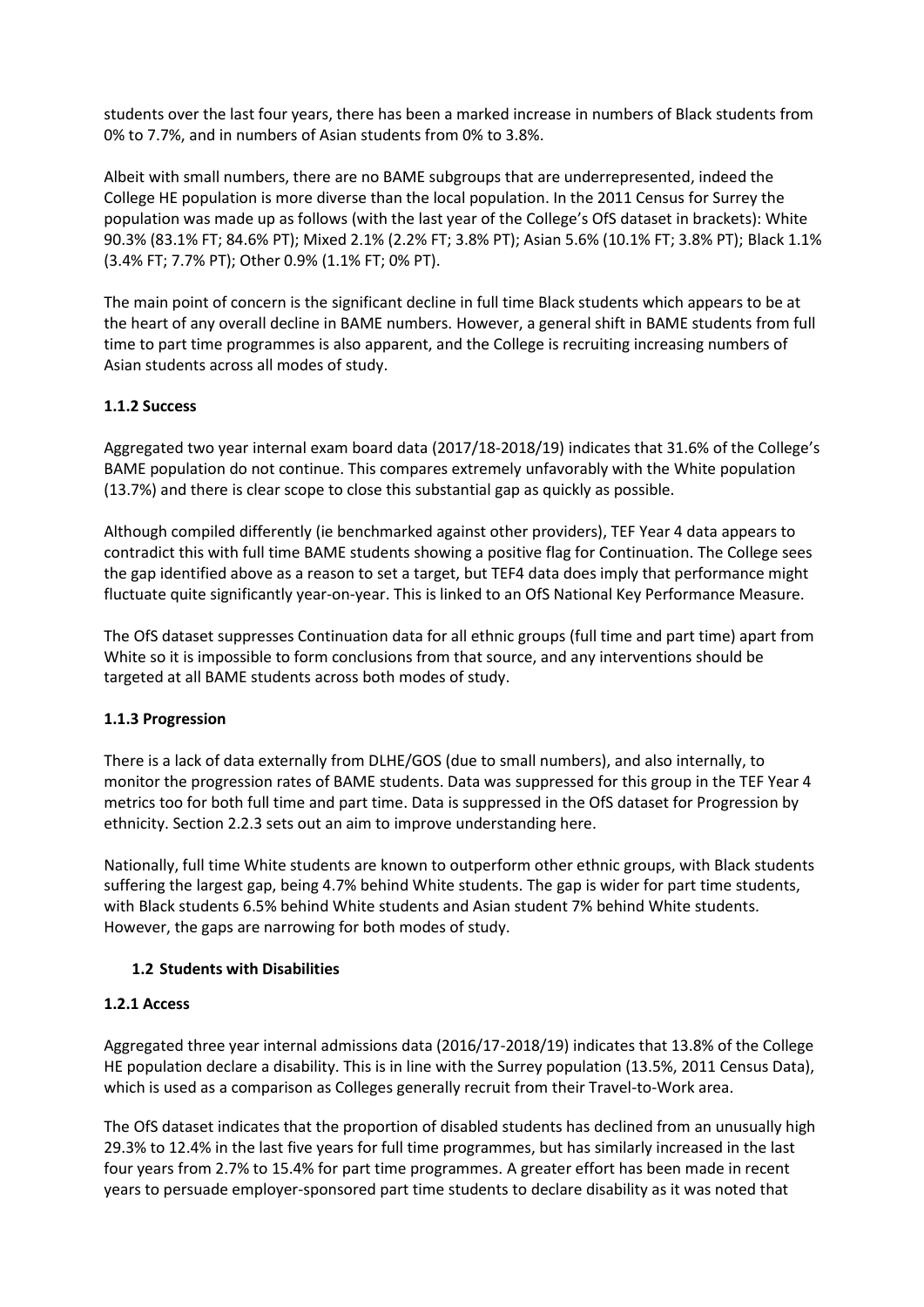students over the last four years, there has been a marked increase in numbers of Black students from 0% to 7.7%, and in numbers of Asian students from 0% to 3.8%.

Albeit with small numbers, there are no BAME subgroups that are underrepresented, indeed the College HE population is more diverse than the local population. In the 2011 Census for Surrey the population was made up as follows (with the last year of the College's OfS dataset in brackets): White 90.3% (83.1% FT; 84.6% PT); Mixed 2.1% (2.2% FT; 3.8% PT); Asian 5.6% (10.1% FT; 3.8% PT); Black 1.1% (3.4% FT; 7.7% PT); Other 0.9% (1.1% FT; 0% PT).

The main point of concern is the significant decline in full time Black students which appears to be at the heart of any overall decline in BAME numbers. However, a general shift in BAME students from full time to part time programmes is also apparent, and the College is recruiting increasing numbers of Asian students across all modes of study.

#### 1.1.2 Success

Aggregated two year internal exam board data (2017/18-2018/19) indicates that 31.6% of the College's BAME population do not continue. This compares extremely unfavorably with the White population (13.7%) and there is clear scope to close this substantial gap as quickly as possible.

Although compiled differently (ie benchmarked against other providers), TEF Year 4 data appears to contradict this with full time BAME students showing a positive flag for Continuation. The College sees the gap identified above as a reason to set a target, but TEF4 data does imply that performance might fluctuate quite significantly year-on-year. This is linked to an OfS National Key Performance Measure.

The OfS dataset suppresses Continuation data for all ethnic groups (full time and part time) apart from White so it is impossible to form conclusions from that source, and any interventions should be targeted at all BAME students across both modes of study.

#### 1.1.3 Progression

There is a lack of data externally from DLHE/GOS (due to small numbers), and also internally, to monitor the progression rates of BAME students. Data was suppressed for this group in the TEF Year 4 metrics too for both full time and part time. Data is suppressed in the OfS dataset for Progression by ethnicity. Section 2.2.3 sets out an aim to improve understanding here.

Nationally, full time White students are known to outperform other ethnic groups, with Black students suffering the largest gap, being 4.7% behind White students. The gap is wider for part time students, with Black students 6.5% behind White students and Asian student 7% behind White students. However, the gaps are narrowing for both modes of study.

### 1.2 Students with Disabilities

#### 1.2.1 Access

Aggregated three year internal admissions data (2016/17-2018/19) indicates that 13.8% of the College HE population declare a disability. This is in line with the Surrey population (13.5%, 2011 Census Data), which is used as a comparison as Colleges generally recruit from their Travel-to-Work area.

The OfS dataset indicates that the proportion of disabled students has declined from an unusually high 29.3% to 12.4% in the last five years for full time programmes, but has similarly increased in the last four years from 2.7% to 15.4% for part time programmes. A greater effort has been made in recent years to persuade employer-sponsored part time students to declare disability as it was noted that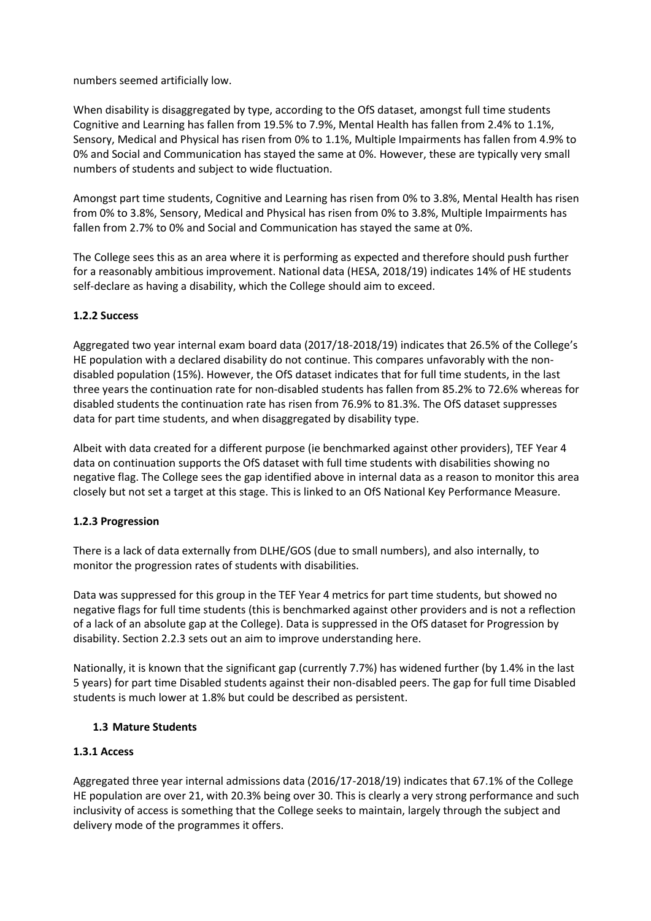numbers seemed artificially low.

When disability is disaggregated by type, according to the OfS dataset, amongst full time students Cognitive and Learning has fallen from 19.5% to 7.9%, Mental Health has fallen from 2.4% to 1.1%, Sensory, Medical and Physical has risen from 0% to 1.1%, Multiple Impairments has fallen from 4.9% to 0% and Social and Communication has stayed the same at 0%. However, these are typically very small numbers of students and subject to wide fluctuation.

Amongst part time students, Cognitive and Learning has risen from 0% to 3.8%, Mental Health has risen from 0% to 3.8%, Sensory, Medical and Physical has risen from 0% to 3.8%, Multiple Impairments has fallen from 2.7% to 0% and Social and Communication has stayed the same at 0%.

The College sees this as an area where it is performing as expected and therefore should push further for a reasonably ambitious improvement. National data (HESA, 2018/19) indicates 14% of HE students self-declare as having a disability, which the College should aim to exceed.

#### 1.2.2 Success

Aggregated two year internal exam board data (2017/18-2018/19) indicates that 26.5% of the College's HE population with a declared disability do not continue. This compares unfavorably with the non-disabled population (15%). However, the OfS dataset indicates that for full time students, in the last three years the continuation rate for non-disabled students has fallen from 85.2% to 72.6% whereas for disabled students the continuation rate has risen from 76.9% to 81.3%. The OfS dataset suppresses data for part time students, and when disaggregated by disability type.

Albeit with data created for a different purpose (ie benchmarked against other providers), TEF Year 4 data on continuation supports the OfS dataset with full time students with disabilities showing no negative flag. The College sees the gap identified above in internal data as a reason to monitor this area closely but not set a target at this stage. This is linked to an OfS National Key Performance Measure.

#### 1.2.3 Progression

There is a lack of data externally from DLHE/GOS (due to small numbers), and also internally, to monitor the progression rates of students with disabilities.

Data was suppressed for this group in the TEF Year 4 metrics for part time students, but showed no negative flags for full time students (this is benchmarked against other providers and is not a reflection of a lack of an absolute gap at the College). Data is suppressed in the OfS dataset for Progression by disability. Section 2.2.3 sets out an aim to improve understanding here.

Nationally, it is known that the significant gap (currently 7.7%) has widened further (by 1.4% in the last 5 years) for part time Disabled students against their non-disabled peers. The gap for full time Disabled students is much lower at 1.8% but could be described as persistent.

### 1.3 Mature Students

#### 1.3.1 Access

Aggregated three year internal admissions data (2016/17-2018/19) indicates that 67.1% of the College HE population are over 21, with 20.3% being over 30. This is clearly a very strong performance and such inclusivity of access is something that the College seeks to maintain, largely through the subject and delivery mode of the programmes it offers.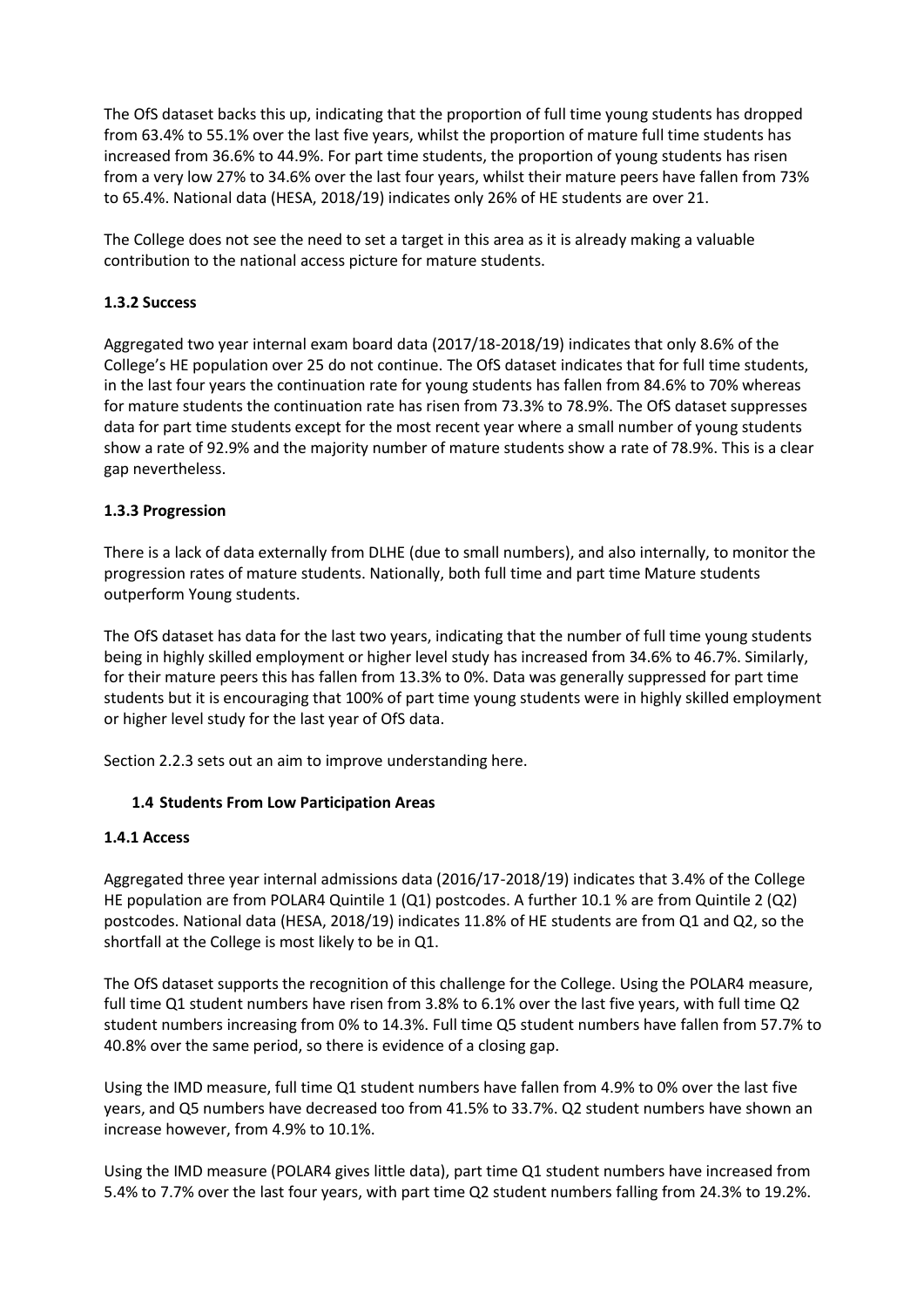The OfS dataset backs this up, indicating that the proportion of full time young students has dropped from 63.4% to 55.1% over the last five years, whilst the proportion of mature full time students has increased from 36.6% to 44.9%. For part time students, the proportion of young students has risen from a very low 27% to 34.6% over the last four years, whilst their mature peers have fallen from 73% to 65.4%. National data (HESA, 2018/19) indicates only 26% of HE students are over 21.

The College does not see the need to set a target in this area as it is already making a valuable contribution to the national access picture for mature students.

#### 1.3.2 Success

Aggregated two year internal exam board data (2017/18-2018/19) indicates that only 8.6% of the College's HE population over 25 do not continue. The OfS dataset indicates that for full time students, in the last four years the continuation rate for young students has fallen from 84.6% to 70% whereas for mature students the continuation rate has risen from 73.3% to 78.9%. The OfS dataset suppresses data for part time students except for the most recent year where a small number of young students show a rate of 92.9% and the majority number of mature students show a rate of 78.9%. This is a clear gap nevertheless.

#### 1.3.3 Progression

There is a lack of data externally from DLHE (due to small numbers), and also internally, to monitor the progression rates of mature students. Nationally, both full time and part time Mature students outperform Young students.

The OfS dataset has data for the last two years, indicating that the number of full time young students being in highly skilled employment or higher level study has increased from 34.6% to 46.7%. Similarly, for their mature peers this has fallen from 13.3% to 0%. Data was generally suppressed for part time students but it is encouraging that 100% of part time young students were in highly skilled employment or higher level study for the last year of OfS data.

Section 2.2.3 sets out an aim to improve understanding here.

### 1.4 Students From Low Participation Areas

#### 1.4.1 Access

Aggregated three year internal admissions data (2016/17-2018/19) indicates that 3.4% of the College HE population are from POLAR4 Quintile 1 (Q1) postcodes. A further 10.1 % are from Quintile 2 (Q2) postcodes. National data (HESA, 2018/19) indicates 11.8% of HE students are from Q1 and Q2, so the shortfall at the College is most likely to be in Q1.

The OfS dataset supports the recognition of this challenge for the College. Using the POLAR4 measure, full time Q1 student numbers have risen from 3.8% to 6.1% over the last five years, with full time Q2 student numbers increasing from 0% to 14.3%. Full time Q5 student numbers have fallen from 57.7% to 40.8% over the same period, so there is evidence of a closing gap.

Using the IMD measure, full time Q1 student numbers have fallen from 4.9% to 0% over the last five years, and Q5 numbers have decreased too from 41.5% to 33.7%. Q2 student numbers have shown an increase however, from 4.9% to 10.1%.

Using the IMD measure (POLAR4 gives little data), part time Q1 student numbers have increased from 5.4% to 7.7% over the last four years, with part time Q2 student numbers falling from 24.3% to 19.2%.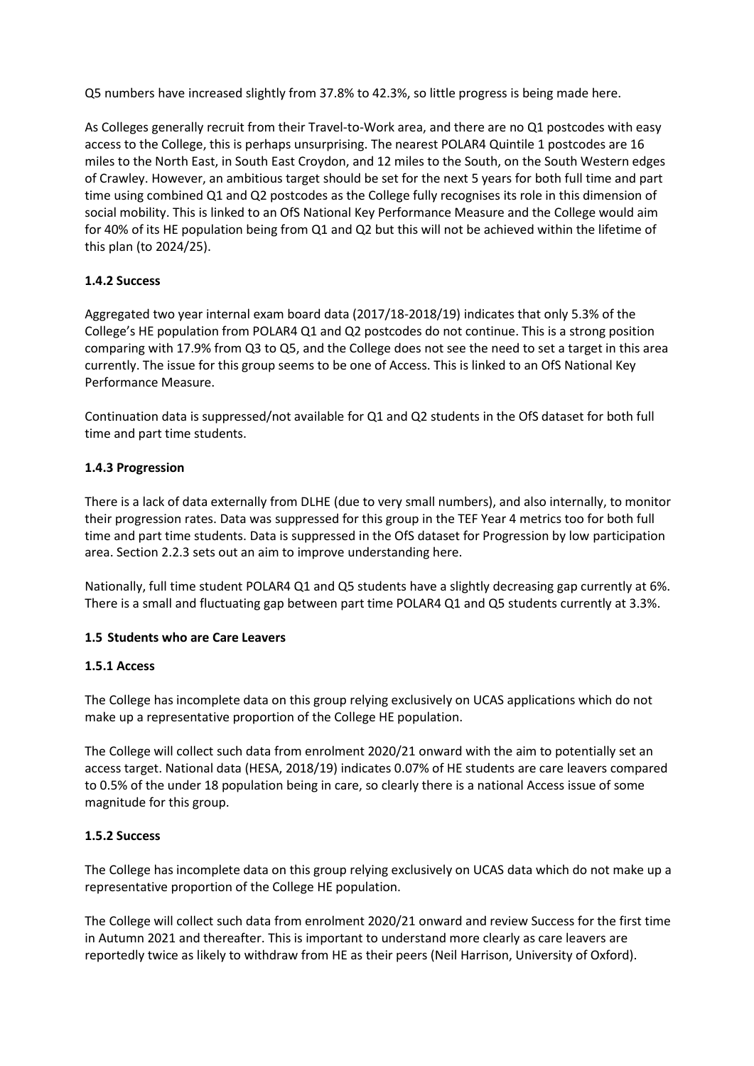Q5 numbers have increased slightly from 37.8% to 42.3%, so little progress is being made here.

As Colleges generally recruit from their Travel-to-Work area, and there are no Q1 postcodes with easy access to the College, this is perhaps unsurprising. The nearest POLAR4 Quintile 1 postcodes are 16 miles to the North East, in South East Croydon, and 12 miles to the South, on the South Western edges of Crawley. However, an ambitious target should be set for the next 5 years for both full time and part time using combined Q1 and Q2 postcodes as the College fully recognises its role in this dimension of social mobility. This is linked to an OfS National Key Performance Measure and the College would aim for 40% of its HE population being from Q1 and Q2 but this will not be achieved within the lifetime of this plan (to 2024/25).

#### 1.4.2 Success

Aggregated two year internal exam board data (2017/18-2018/19) indicates that only 5.3% of the College's HE population from POLAR4 Q1 and Q2 postcodes do not continue. This is a strong position comparing with 17.9% from Q3 to Q5, and the College does not see the need to set a target in this area currently. The issue for this group seems to be one of Access. This is linked to an OfS National Key Performance Measure.

Continuation data is suppressed/not available for Q1 and Q2 students in the OfS dataset for both full time and part time students.

#### 1.4.3 Progression

There is a lack of data externally from DLHE (due to very small numbers), and also internally, to monitor their progression rates. Data was suppressed for this group in the TEF Year 4 metrics too for both full time and part time students. Data is suppressed in the OfS dataset for Progression by low participation area. Section 2.2.3 sets out an aim to improve understanding here.

Nationally, full time student POLAR4 Q1 and Q5 students have a slightly decreasing gap currently at 6%. There is a small and fluctuating gap between part time POLAR4 Q1 and Q5 students currently at 3.3%.

### 1.5 Students who are Care Leavers

#### 1.5.1 Access

The College has incomplete data on this group relying exclusively on UCAS applications which do not make up a representative proportion of the College HE population.

The College will collect such data from enrolment 2020/21 onward with the aim to potentially set an access target. National data (HESA, 2018/19) indicates 0.07% of HE students are care leavers compared to 0.5% of the under 18 population being in care, so clearly there is a national Access issue of some magnitude for this group.

#### 1.5.2 Success

The College has incomplete data on this group relying exclusively on UCAS data which do not make up a representative proportion of the College HE population.

The College will collect such data from enrolment 2020/21 onward and review Success for the first time in Autumn 2021 and thereafter. This is important to understand more clearly as care leavers are reportedly twice as likely to withdraw from HE as their peers (Neil Harrison, University of Oxford).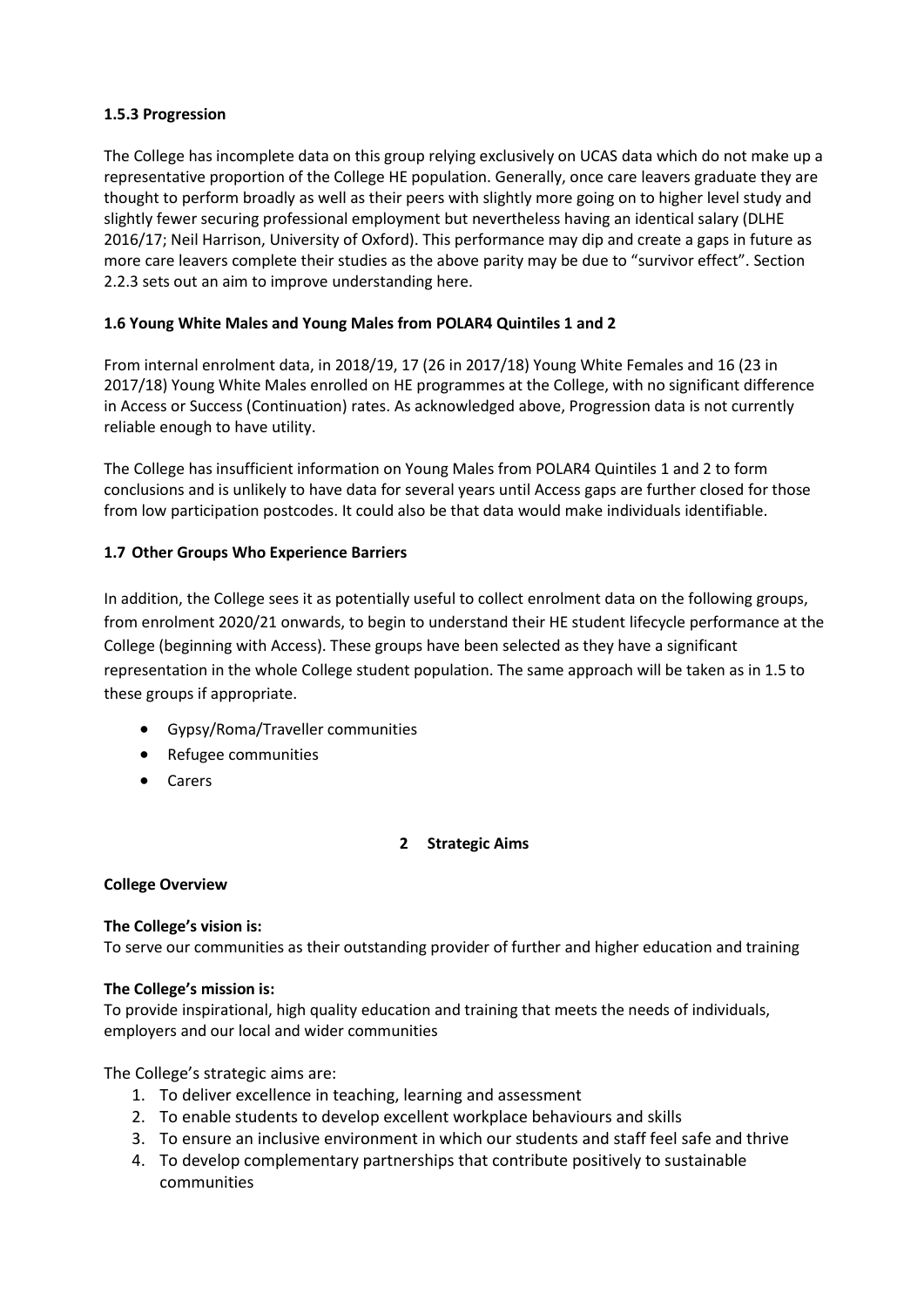#### 1.5.3 Progression

The College has incomplete data on this group relying exclusively on UCAS data which do not make up a representative proportion of the College HE population. Generally, once care leavers graduate they are thought to perform broadly as well as their peers with slightly more going on to higher level study and slightly fewer securing professional employment but nevertheless having an identical salary (DLHE 2016/17; Neil Harrison, University of Oxford). This performance may dip and create a gaps in future as more care leavers complete their studies as the above parity may be due to "survivor effect". Section 2.2.3 sets out an aim to improve understanding here.

### 1.6 Young White Males and Young Males from POLAR4 Quintiles 1 and 2

From internal enrolment data, in 2018/19, 17 (26 in 2017/18) Young White Females and 16 (23 in 2017/18) Young White Males enrolled on HE programmes at the College, with no significant difference in Access or Success (Continuation) rates. As acknowledged above, Progression data is not currently reliable enough to have utility.

The College has insufficient information on Young Males from POLAR4 Quintiles 1 and 2 to form conclusions and is unlikely to have data for several years until Access gaps are further closed for those from low participation postcodes. It could also be that data would make individuals identifiable.

### 1.7 Other Groups Who Experience Barriers

In addition, the College sees it as potentially useful to collect enrolment data on the following groups, from enrolment 2020/21 onwards, to begin to understand their HE student lifecycle performance at the College (beginning with Access). These groups have been selected as they have a significant representation in the whole College student population. The same approach will be taken as in 1.5 to these groups if appropriate.

- Gypsy/Roma/Traveller communities
- Refugee communities
- Carers

## 2 Strategic Aims

**College Overview**

**The College's vision is:**
To serve our communities as their outstanding provider of further and higher education and training

**The College's mission is:**
To provide inspirational, high quality education and training that meets the needs of individuals, employers and our local and wider communities

The College's strategic aims are:

1. To deliver excellence in teaching, learning and assessment
2. To enable students to develop excellent workplace behaviours and skills
3. To ensure an inclusive environment in which our students and staff feel safe and thrive
4. To develop complementary partnerships that contribute positively to sustainable communities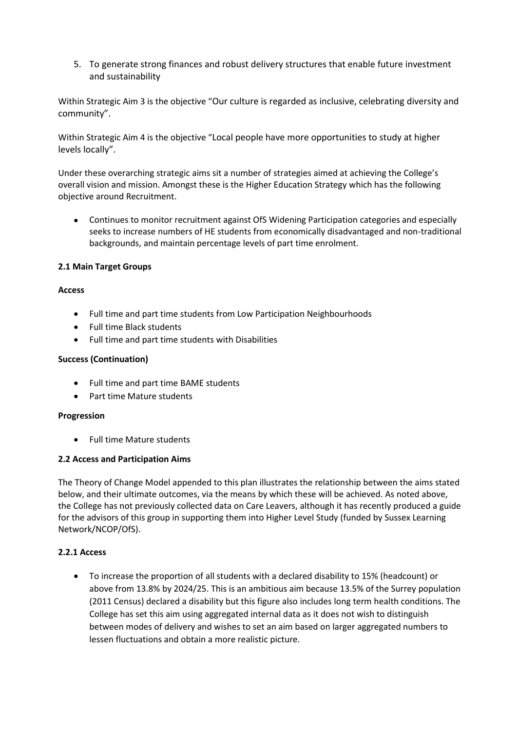5. To generate strong finances and robust delivery structures that enable future investment and sustainability

Within Strategic Aim 3 is the objective "Our culture is regarded as inclusive, celebrating diversity and community".

Within Strategic Aim 4 is the objective "Local people have more opportunities to study at higher levels locally".

Under these overarching strategic aims sit a number of strategies aimed at achieving the College's overall vision and mission. Amongst these is the Higher Education Strategy which has the following objective around Recruitment.

- Continues to monitor recruitment against OfS Widening Participation categories and especially seeks to increase numbers of HE students from economically disadvantaged and non-traditional backgrounds, and maintain percentage levels of part time enrolment.

### 2.1 Main Target Groups

**Access**

- Full time and part time students from Low Participation Neighbourhoods
- Full time Black students
- Full time and part time students with Disabilities

**Success (Continuation)**

- Full time and part time BAME students
- Part time Mature students

**Progression**

- Full time Mature students

### 2.2 Access and Participation Aims

The Theory of Change Model appended to this plan illustrates the relationship between the aims stated below, and their ultimate outcomes, via the means by which these will be achieved. As noted above, the College has not previously collected data on Care Leavers, although it has recently produced a guide for the advisors of this group in supporting them into Higher Level Study (funded by Sussex Learning Network/NCOP/OfS).

#### 2.2.1 Access

- To increase the proportion of all students with a declared disability to 15% (headcount) or above from 13.8% by 2024/25. This is an ambitious aim because 13.5% of the Surrey population (2011 Census) declared a disability but this figure also includes long term health conditions. The College has set this aim using aggregated internal data as it does not wish to distinguish between modes of delivery and wishes to set an aim based on larger aggregated numbers to lessen fluctuations and obtain a more realistic picture.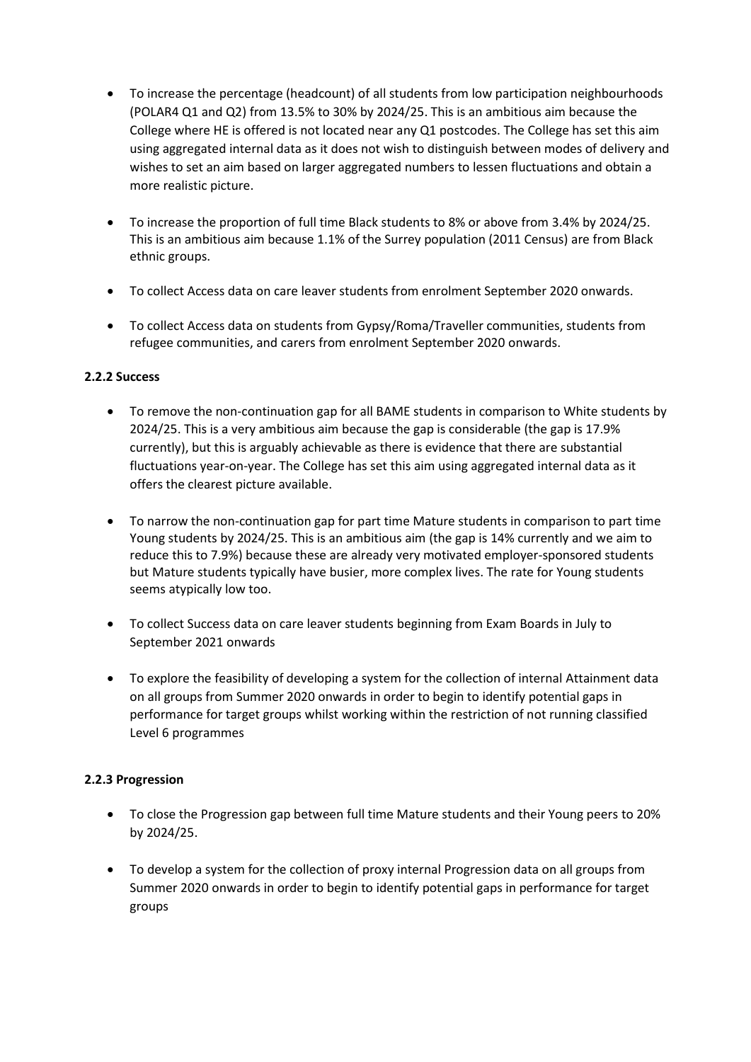- To increase the percentage (headcount) of all students from low participation neighbourhoods (POLAR4 Q1 and Q2) from 13.5% to 30% by 2024/25. This is an ambitious aim because the College where HE is offered is not located near any Q1 postcodes. The College has set this aim using aggregated internal data as it does not wish to distinguish between modes of delivery and wishes to set an aim based on larger aggregated numbers to lessen fluctuations and obtain a more realistic picture.

- To increase the proportion of full time Black students to 8% or above from 3.4% by 2024/25. This is an ambitious aim because 1.1% of the Surrey population (2011 Census) are from Black ethnic groups.

- To collect Access data on care leaver students from enrolment September 2020 onwards.

- To collect Access data on students from Gypsy/Roma/Traveller communities, students from refugee communities, and carers from enrolment September 2020 onwards.

#### 2.2.2 Success

- To remove the non-continuation gap for all BAME students in comparison to White students by 2024/25. This is a very ambitious aim because the gap is considerable (the gap is 17.9% currently), but this is arguably achievable as there is evidence that there are substantial fluctuations year-on-year. The College has set this aim using aggregated internal data as it offers the clearest picture available.

- To narrow the non-continuation gap for part time Mature students in comparison to part time Young students by 2024/25. This is an ambitious aim (the gap is 14% currently and we aim to reduce this to 7.9%) because these are already very motivated employer-sponsored students but Mature students typically have busier, more complex lives. The rate for Young students seems atypically low too.

- To collect Success data on care leaver students beginning from Exam Boards in July to September 2021 onwards

- To explore the feasibility of developing a system for the collection of internal Attainment data on all groups from Summer 2020 onwards in order to begin to identify potential gaps in performance for target groups whilst working within the restriction of not running classified Level 6 programmes

#### 2.2.3 Progression

- To close the Progression gap between full time Mature students and their Young peers to 20% by 2024/25.

- To develop a system for the collection of proxy internal Progression data on all groups from Summer 2020 onwards in order to begin to identify potential gaps in performance for target groups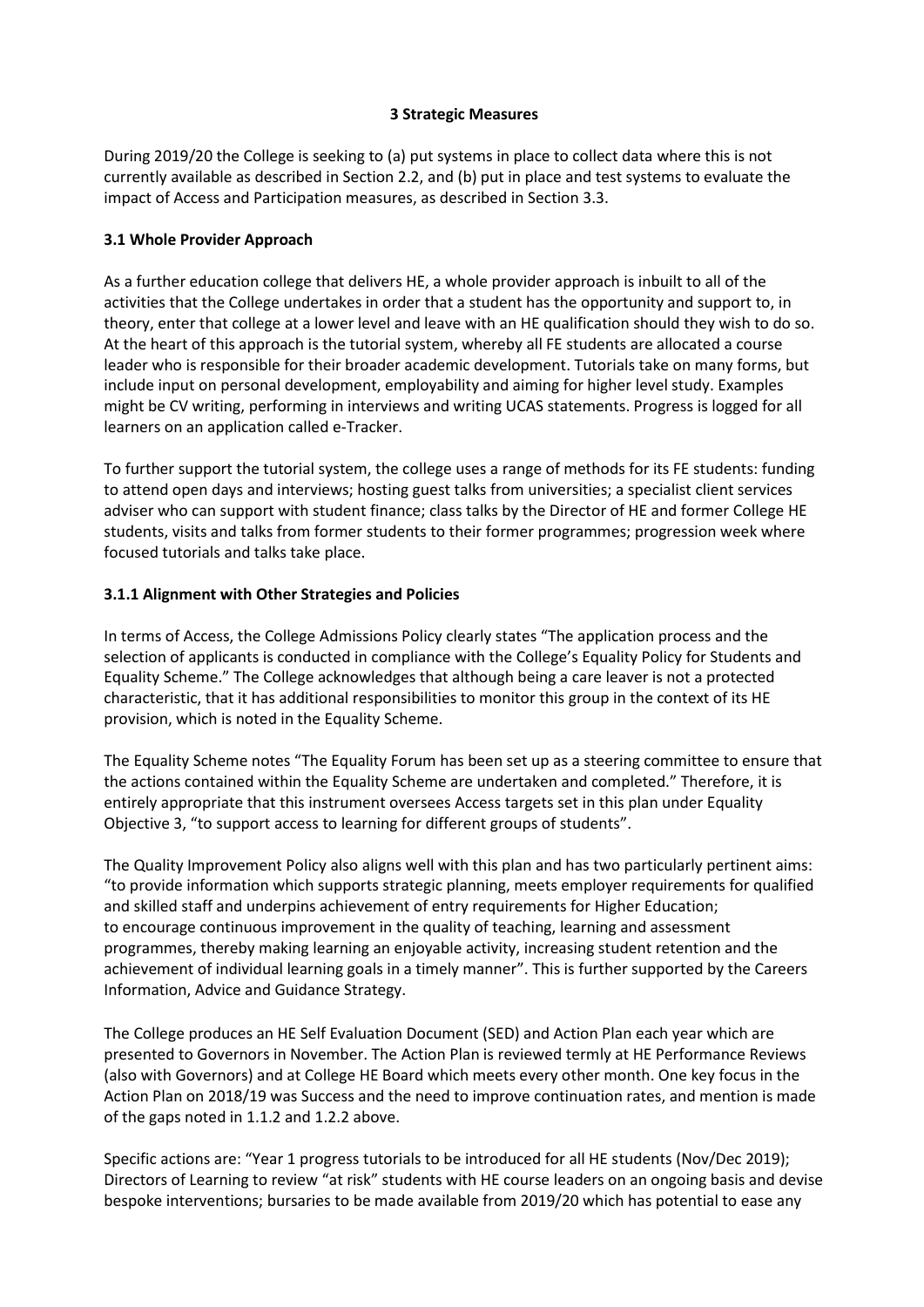### 3 Strategic Measures

During 2019/20 the College is seeking to (a) put systems in place to collect data where this is not currently available as described in Section 2.2, and (b) put in place and test systems to evaluate the impact of Access and Participation measures, as described in Section 3.3.

#### 3.1 Whole Provider Approach

As a further education college that delivers HE, a whole provider approach is inbuilt to all of the activities that the College undertakes in order that a student has the opportunity and support to, in theory, enter that college at a lower level and leave with an HE qualification should they wish to do so. At the heart of this approach is the tutorial system, whereby all FE students are allocated a course leader who is responsible for their broader academic development. Tutorials take on many forms, but include input on personal development, employability and aiming for higher level study. Examples might be CV writing, performing in interviews and writing UCAS statements. Progress is logged for all learners on an application called e-Tracker.

To further support the tutorial system, the college uses a range of methods for its FE students: funding to attend open days and interviews; hosting guest talks from universities; a specialist client services adviser who can support with student finance; class talks by the Director of HE and former College HE students, visits and talks from former students to their former programmes; progression week where focused tutorials and talks take place.

#### 3.1.1 Alignment with Other Strategies and Policies

In terms of Access, the College Admissions Policy clearly states "The application process and the selection of applicants is conducted in compliance with the College's Equality Policy for Students and Equality Scheme." The College acknowledges that although being a care leaver is not a protected characteristic, that it has additional responsibilities to monitor this group in the context of its HE provision, which is noted in the Equality Scheme.

The Equality Scheme notes "The Equality Forum has been set up as a steering committee to ensure that the actions contained within the Equality Scheme are undertaken and completed." Therefore, it is entirely appropriate that this instrument oversees Access targets set in this plan under Equality Objective 3, "to support access to learning for different groups of students".

The Quality Improvement Policy also aligns well with this plan and has two particularly pertinent aims: "to provide information which supports strategic planning, meets employer requirements for qualified and skilled staff and underpins achievement of entry requirements for Higher Education; to encourage continuous improvement in the quality of teaching, learning and assessment programmes, thereby making learning an enjoyable activity, increasing student retention and the achievement of individual learning goals in a timely manner". This is further supported by the Careers Information, Advice and Guidance Strategy.

The College produces an HE Self Evaluation Document (SED) and Action Plan each year which are presented to Governors in November. The Action Plan is reviewed termly at HE Performance Reviews (also with Governors) and at College HE Board which meets every other month. One key focus in the Action Plan on 2018/19 was Success and the need to improve continuation rates, and mention is made of the gaps noted in 1.1.2 and 1.2.2 above.

Specific actions are: "Year 1 progress tutorials to be introduced for all HE students (Nov/Dec 2019); Directors of Learning to review "at risk" students with HE course leaders on an ongoing basis and devise bespoke interventions; bursaries to be made available from 2019/20 which has potential to ease any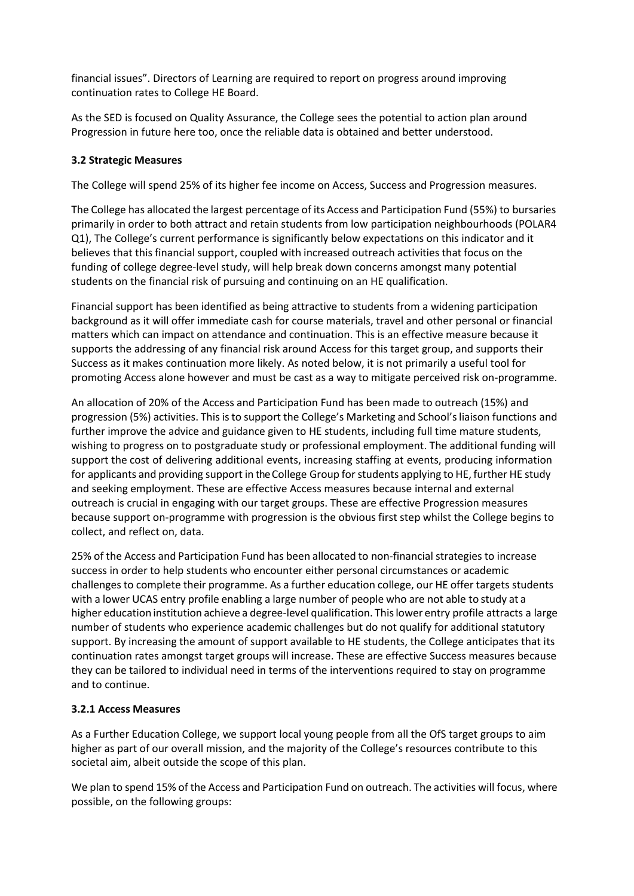financial issues". Directors of Learning are required to report on progress around improving continuation rates to College HE Board.

As the SED is focused on Quality Assurance, the College sees the potential to action plan around Progression in future here too, once the reliable data is obtained and better understood.

### 3.2 Strategic Measures

The College will spend 25% of its higher fee income on Access, Success and Progression measures.

The College has allocated the largest percentage of its Access and Participation Fund (55%) to bursaries primarily in order to both attract and retain students from low participation neighbourhoods (POLAR4 Q1), The College's current performance is significantly below expectations on this indicator and it believes that this financial support, coupled with increased outreach activities that focus on the funding of college degree-level study, will help break down concerns amongst many potential students on the financial risk of pursuing and continuing on an HE qualification.

Financial support has been identified as being attractive to students from a widening participation background as it will offer immediate cash for course materials, travel and other personal or financial matters which can impact on attendance and continuation. This is an effective measure because it supports the addressing of any financial risk around Access for this target group, and supports their Success as it makes continuation more likely. As noted below, it is not primarily a useful tool for promoting Access alone however and must be cast as a way to mitigate perceived risk on-programme.

An allocation of 20% of the Access and Participation Fund has been made to outreach (15%) and progression (5%) activities. This is to support the College's Marketing and School's liaison functions and further improve the advice and guidance given to HE students, including full time mature students, wishing to progress on to postgraduate study or professional employment. The additional funding will support the cost of delivering additional events, increasing staffing at events, producing information for applicants and providing support in the College Group for students applying to HE, further HE study and seeking employment. These are effective Access measures because internal and external outreach is crucial in engaging with our target groups. These are effective Progression measures because support on-programme with progression is the obvious first step whilst the College begins to collect, and reflect on, data.

25% of the Access and Participation Fund has been allocated to non-financial strategies to increase success in order to help students who encounter either personal circumstances or academic challenges to complete their programme. As a further education college, our HE offer targets students with a lower UCAS entry profile enabling a large number of people who are not able to study at a higher education institution achieve a degree-level qualification. This lower entry profile attracts a large number of students who experience academic challenges but do not qualify for additional statutory support. By increasing the amount of support available to HE students, the College anticipates that its continuation rates amongst target groups will increase. These are effective Success measures because they can be tailored to individual need in terms of the interventions required to stay on programme and to continue.

#### 3.2.1 Access Measures

As a Further Education College, we support local young people from all the OfS target groups to aim higher as part of our overall mission, and the majority of the College's resources contribute to this societal aim, albeit outside the scope of this plan.

We plan to spend 15% of the Access and Participation Fund on outreach. The activities will focus, where possible, on the following groups: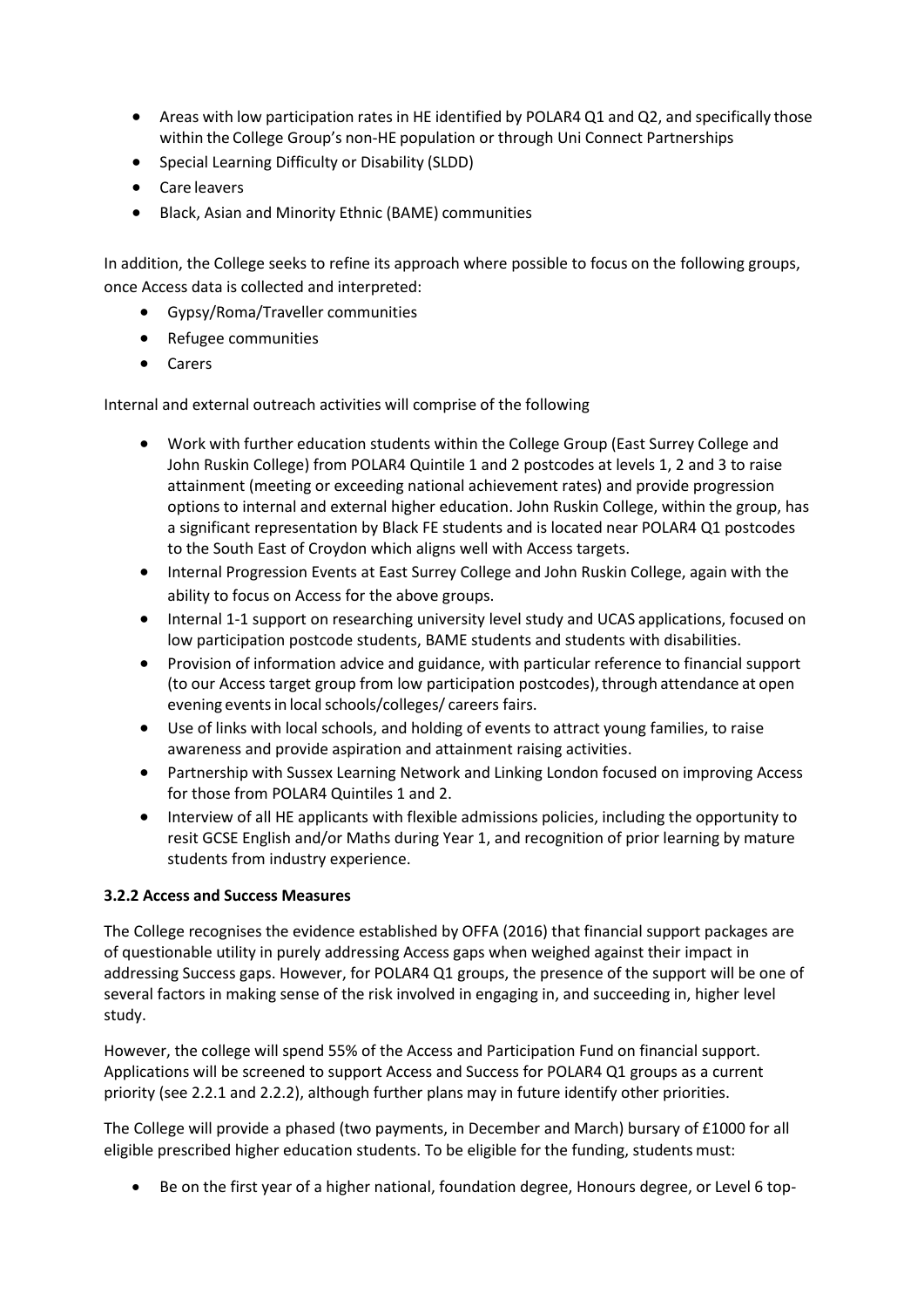- Areas with low participation rates in HE identified by POLAR4 Q1 and Q2, and specifically those within the College Group's non-HE population or through Uni Connect Partnerships
- Special Learning Difficulty or Disability (SLDD)
- Care leavers
- Black, Asian and Minority Ethnic (BAME) communities

In addition, the College seeks to refine its approach where possible to focus on the following groups, once Access data is collected and interpreted:

- Gypsy/Roma/Traveller communities
- Refugee communities
- Carers

Internal and external outreach activities will comprise of the following

- Work with further education students within the College Group (East Surrey College and John Ruskin College) from POLAR4 Quintile 1 and 2 postcodes at levels 1, 2 and 3 to raise attainment (meeting or exceeding national achievement rates) and provide progression options to internal and external higher education. John Ruskin College, within the group, has a significant representation by Black FE students and is located near POLAR4 Q1 postcodes to the South East of Croydon which aligns well with Access targets.
- Internal Progression Events at East Surrey College and John Ruskin College, again with the ability to focus on Access for the above groups.
- Internal 1-1 support on researching university level study and UCAS applications, focused on low participation postcode students, BAME students and students with disabilities.
- Provision of information advice and guidance, with particular reference to financial support (to our Access target group from low participation postcodes), through attendance at open evening events in local schools/colleges/ careers fairs.
- Use of links with local schools, and holding of events to attract young families, to raise awareness and provide aspiration and attainment raising activities.
- Partnership with Sussex Learning Network and Linking London focused on improving Access for those from POLAR4 Quintiles 1 and 2.
- Interview of all HE applicants with flexible admissions policies, including the opportunity to resit GCSE English and/or Maths during Year 1, and recognition of prior learning by mature students from industry experience.

#### 3.2.2 Access and Success Measures

The College recognises the evidence established by OFFA (2016) that financial support packages are of questionable utility in purely addressing Access gaps when weighed against their impact in addressing Success gaps. However, for POLAR4 Q1 groups, the presence of the support will be one of several factors in making sense of the risk involved in engaging in, and succeeding in, higher level study.

However, the college will spend 55% of the Access and Participation Fund on financial support. Applications will be screened to support Access and Success for POLAR4 Q1 groups as a current priority (see 2.2.1 and 2.2.2), although further plans may in future identify other priorities.

The College will provide a phased (two payments, in December and March) bursary of £1000 for all eligible prescribed higher education students. To be eligible for the funding, students must:

- Be on the first year of a higher national, foundation degree, Honours degree, or Level 6 top-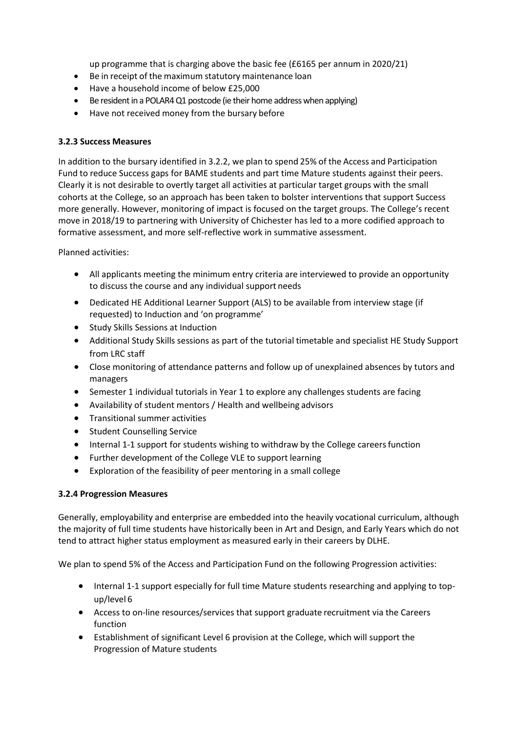up programme that is charging above the basic fee (£6165 per annum in 2020/21)

- Be in receipt of the maximum statutory maintenance loan
- Have a household income of below £25,000
- Be resident in a POLAR4 Q1 postcode (ie their home address when applying)
- Have not received money from the bursary before

**3.2.3 Success Measures**

In addition to the bursary identified in 3.2.2, we plan to spend 25% of the Access and Participation Fund to reduce Success gaps for BAME students and part time Mature students against their peers. Clearly it is not desirable to overtly target all activities at particular target groups with the small cohorts at the College, so an approach has been taken to bolster interventions that support Success more generally. However, monitoring of impact is focused on the target groups. The College's recent move in 2018/19 to partnering with University of Chichester has led to a more codified approach to formative assessment, and more self-reflective work in summative assessment.

Planned activities:

- All applicants meeting the minimum entry criteria are interviewed to provide an opportunity to discuss the course and any individual support needs
- Dedicated HE Additional Learner Support (ALS) to be available from interview stage (if requested) to Induction and 'on programme'
- Study Skills Sessions at Induction
- Additional Study Skills sessions as part of the tutorial timetable and specialist HE Study Support from LRC staff
- Close monitoring of attendance patterns and follow up of unexplained absences by tutors and managers
- Semester 1 individual tutorials in Year 1 to explore any challenges students are facing
- Availability of student mentors / Health and wellbeing advisors
- Transitional summer activities
- Student Counselling Service
- Internal 1-1 support for students wishing to withdraw by the College careers function
- Further development of the College VLE to support learning
- Exploration of the feasibility of peer mentoring in a small college

**3.2.4 Progression Measures**

Generally, employability and enterprise are embedded into the heavily vocational curriculum, although the majority of full time students have historically been in Art and Design, and Early Years which do not tend to attract higher status employment as measured early in their careers by DLHE.

We plan to spend 5% of the Access and Participation Fund on the following Progression activities:

- Internal 1-1 support especially for full time Mature students researching and applying to top-up/level 6
- Access to on-line resources/services that support graduate recruitment via the Careers function
- Establishment of significant Level 6 provision at the College, which will support the Progression of Mature students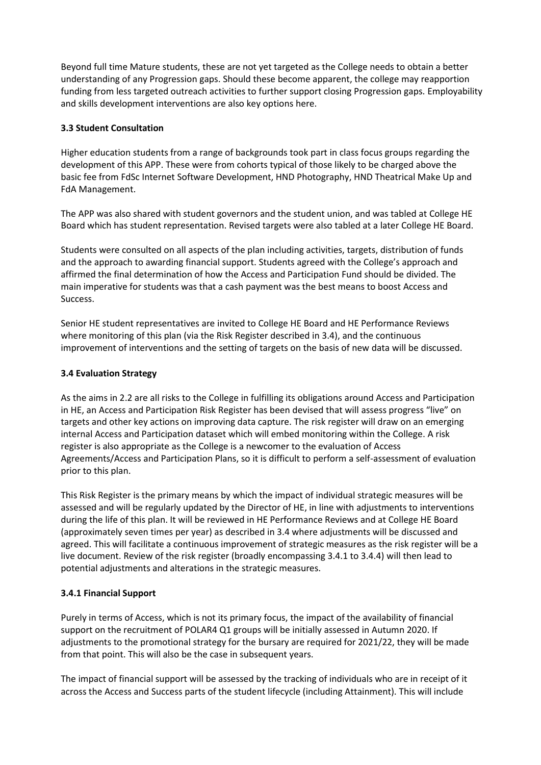Beyond full time Mature students, these are not yet targeted as the College needs to obtain a better understanding of any Progression gaps. Should these become apparent, the college may reapportion funding from less targeted outreach activities to further support closing Progression gaps. Employability and skills development interventions are also key options here.

### 3.3 Student Consultation

Higher education students from a range of backgrounds took part in class focus groups regarding the development of this APP. These were from cohorts typical of those likely to be charged above the basic fee from FdSc Internet Software Development, HND Photography, HND Theatrical Make Up and FdA Management.

The APP was also shared with student governors and the student union, and was tabled at College HE Board which has student representation. Revised targets were also tabled at a later College HE Board.

Students were consulted on all aspects of the plan including activities, targets, distribution of funds and the approach to awarding financial support. Students agreed with the College's approach and affirmed the final determination of how the Access and Participation Fund should be divided. The main imperative for students was that a cash payment was the best means to boost Access and Success.

Senior HE student representatives are invited to College HE Board and HE Performance Reviews where monitoring of this plan (via the Risk Register described in 3.4), and the continuous improvement of interventions and the setting of targets on the basis of new data will be discussed.

### 3.4 Evaluation Strategy

As the aims in 2.2 are all risks to the College in fulfilling its obligations around Access and Participation in HE, an Access and Participation Risk Register has been devised that will assess progress "live" on targets and other key actions on improving data capture. The risk register will draw on an emerging internal Access and Participation dataset which will embed monitoring within the College. A risk register is also appropriate as the College is a newcomer to the evaluation of Access Agreements/Access and Participation Plans, so it is difficult to perform a self-assessment of evaluation prior to this plan.

This Risk Register is the primary means by which the impact of individual strategic measures will be assessed and will be regularly updated by the Director of HE, in line with adjustments to interventions during the life of this plan. It will be reviewed in HE Performance Reviews and at College HE Board (approximately seven times per year) as described in 3.4 where adjustments will be discussed and agreed. This will facilitate a continuous improvement of strategic measures as the risk register will be a live document. Review of the risk register (broadly encompassing 3.4.1 to 3.4.4) will then lead to potential adjustments and alterations in the strategic measures.

#### 3.4.1 Financial Support

Purely in terms of Access, which is not its primary focus, the impact of the availability of financial support on the recruitment of POLAR4 Q1 groups will be initially assessed in Autumn 2020. If adjustments to the promotional strategy for the bursary are required for 2021/22, they will be made from that point. This will also be the case in subsequent years.

The impact of financial support will be assessed by the tracking of individuals who are in receipt of it across the Access and Success parts of the student lifecycle (including Attainment). This will include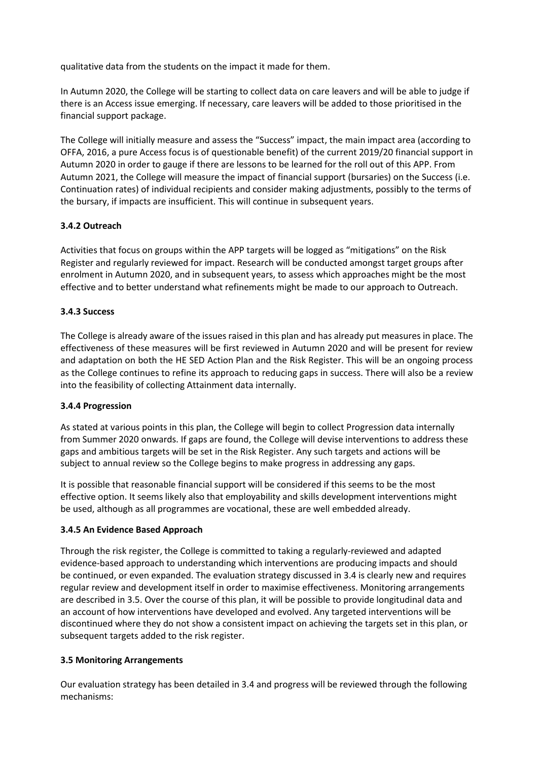qualitative data from the students on the impact it made for them.

In Autumn 2020, the College will be starting to collect data on care leavers and will be able to judge if there is an Access issue emerging. If necessary, care leavers will be added to those prioritised in the financial support package.

The College will initially measure and assess the "Success" impact, the main impact area (according to OFFA, 2016, a pure Access focus is of questionable benefit) of the current 2019/20 financial support in Autumn 2020 in order to gauge if there are lessons to be learned for the roll out of this APP. From Autumn 2021, the College will measure the impact of financial support (bursaries) on the Success (i.e. Continuation rates) of individual recipients and consider making adjustments, possibly to the terms of the bursary, if impacts are insufficient. This will continue in subsequent years.

### 3.4.2 Outreach

Activities that focus on groups within the APP targets will be logged as "mitigations" on the Risk Register and regularly reviewed for impact. Research will be conducted amongst target groups after enrolment in Autumn 2020, and in subsequent years, to assess which approaches might be the most effective and to better understand what refinements might be made to our approach to Outreach.

### 3.4.3 Success

The College is already aware of the issues raised in this plan and has already put measures in place. The effectiveness of these measures will be first reviewed in Autumn 2020 and will be present for review and adaptation on both the HE SED Action Plan and the Risk Register. This will be an ongoing process as the College continues to refine its approach to reducing gaps in success. There will also be a review into the feasibility of collecting Attainment data internally.

### 3.4.4 Progression

As stated at various points in this plan, the College will begin to collect Progression data internally from Summer 2020 onwards. If gaps are found, the College will devise interventions to address these gaps and ambitious targets will be set in the Risk Register. Any such targets and actions will be subject to annual review so the College begins to make progress in addressing any gaps.

It is possible that reasonable financial support will be considered if this seems to be the most effective option. It seems likely also that employability and skills development interventions might be used, although as all programmes are vocational, these are well embedded already.

### 3.4.5 An Evidence Based Approach

Through the risk register, the College is committed to taking a regularly-reviewed and adapted evidence-based approach to understanding which interventions are producing impacts and should be continued, or even expanded. The evaluation strategy discussed in 3.4 is clearly new and requires regular review and development itself in order to maximise effectiveness. Monitoring arrangements are described in 3.5. Over the course of this plan, it will be possible to provide longitudinal data and an account of how interventions have developed and evolved. Any targeted interventions will be discontinued where they do not show a consistent impact on achieving the targets set in this plan, or subsequent targets added to the risk register.

## 3.5 Monitoring Arrangements

Our evaluation strategy has been detailed in 3.4 and progress will be reviewed through the following mechanisms: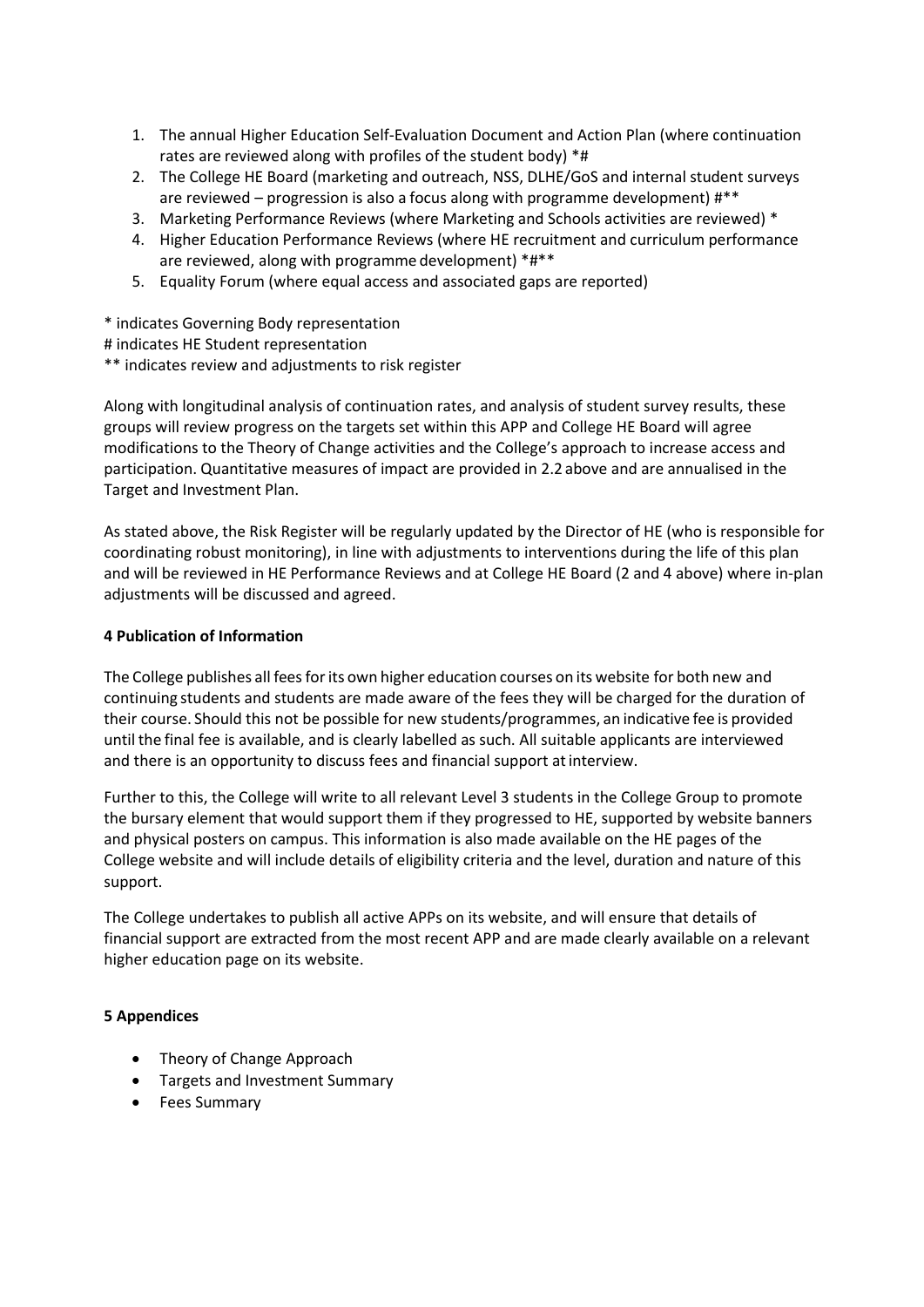1. The annual Higher Education Self-Evaluation Document and Action Plan (where continuation rates are reviewed along with profiles of the student body) *#
2. The College HE Board (marketing and outreach, NSS, DLHE/GoS and internal student surveys are reviewed – progression is also a focus along with programme development) #**
3. Marketing Performance Reviews (where Marketing and Schools activities are reviewed) *
4. Higher Education Performance Reviews (where HE recruitment and curriculum performance are reviewed, along with programme development) *#**
5. Equality Forum (where equal access and associated gaps are reported)

\* indicates Governing Body representation

\# indicates HE Student representation

\** indicates review and adjustments to risk register

Along with longitudinal analysis of continuation rates, and analysis of student survey results, these groups will review progress on the targets set within this APP and College HE Board will agree modifications to the Theory of Change activities and the College's approach to increase access and participation. Quantitative measures of impact are provided in 2.2 above and are annualised in the Target and Investment Plan.

As stated above, the Risk Register will be regularly updated by the Director of HE (who is responsible for coordinating robust monitoring), in line with adjustments to interventions during the life of this plan and will be reviewed in HE Performance Reviews and at College HE Board (2 and 4 above) where in-plan adjustments will be discussed and agreed.

**4 Publication of Information**

The College publishes all fees for its own higher education courses on its website for both new and continuing students and students are made aware of the fees they will be charged for the duration of their course. Should this not be possible for new students/programmes, an indicative fee is provided until the final fee is available, and is clearly labelled as such. All suitable applicants are interviewed and there is an opportunity to discuss fees and financial support at interview.

Further to this, the College will write to all relevant Level 3 students in the College Group to promote the bursary element that would support them if they progressed to HE, supported by website banners and physical posters on campus. This information is also made available on the HE pages of the College website and will include details of eligibility criteria and the level, duration and nature of this support.

The College undertakes to publish all active APPs on its website, and will ensure that details of financial support are extracted from the most recent APP and are made clearly available on a relevant higher education page on its website.

**5 Appendices**

- Theory of Change Approach
- Targets and Investment Summary
- Fees Summary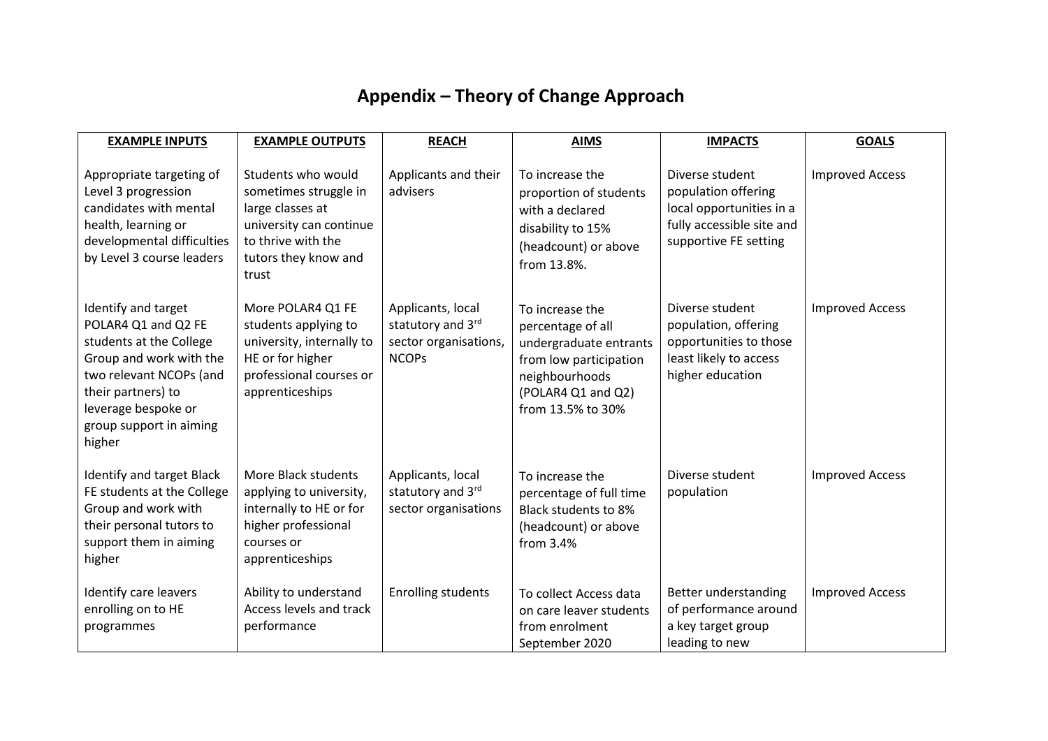# Appendix – Theory of Change Approach

| EXAMPLE INPUTS | EXAMPLE OUTPUTS | REACH | AIMS | IMPACTS | GOALS |
|---|---|---|---|---|---|
| Appropriate targeting of Level 3 progression candidates with mental health, learning or developmental difficulties by Level 3 course leaders | Students who would sometimes struggle in large classes at university can continue to thrive with the tutors they know and trust | Applicants and their advisers | To increase the proportion of students with a declared disability to 15% (headcount) or above from 13.8%. | Diverse student population offering local opportunities in a fully accessible site and supportive FE setting | Improved Access |
| Identify and target POLAR4 Q1 and Q2 FE students at the College Group and work with the two relevant NCOPs (and their partners) to leverage bespoke or group support in aiming higher | More POLAR4 Q1 FE students applying to university, internally to HE or for higher professional courses or apprenticeships | Applicants, local statutory and 3rd sector organisations, NCOPs | To increase the percentage of all undergraduate entrants from low participation neighbourhoods (POLAR4 Q1 and Q2) from 13.5% to 30% | Diverse student population, offering opportunities to those least likely to access higher education | Improved Access |
| Identify and target Black FE students at the College Group and work with their personal tutors to support them in aiming higher | More Black students applying to university, internally to HE or for higher professional courses or apprenticeships | Applicants, local statutory and 3rd sector organisations | To increase the percentage of full time Black students to 8% (headcount) or above from 3.4% | Diverse student population | Improved Access |
| Identify care leavers enrolling on to HE programmes | Ability to understand Access levels and track performance | Enrolling students | To collect Access data on care leaver students from enrolment September 2020 | Better understanding of performance around a key target group leading to new | Improved Access |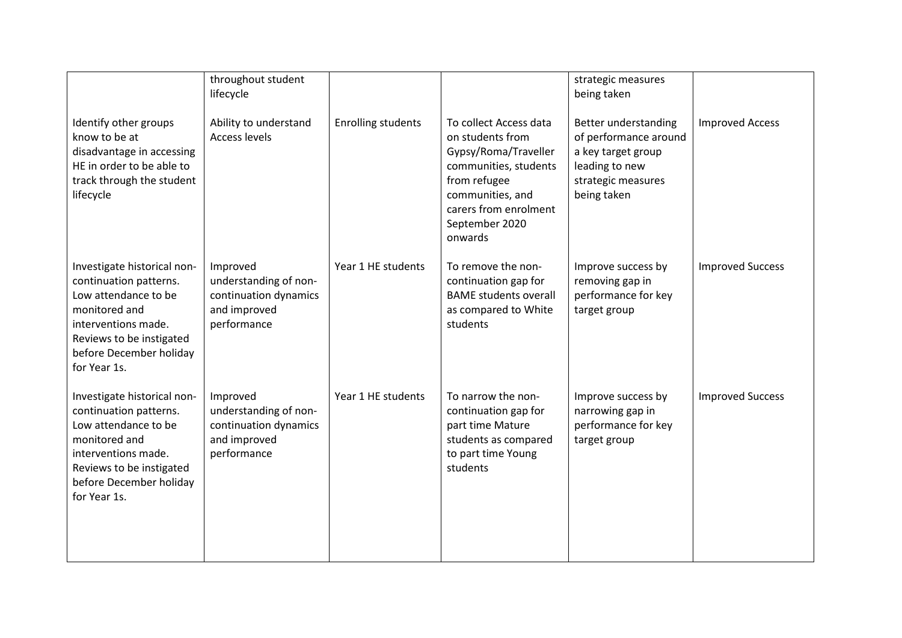| | | | | | |
|---|---|---|---|---|---|
| | throughout student lifecycle | | | strategic measures being taken | |
| Identify other groups know to be at disadvantage in accessing HE in order to be able to track through the student lifecycle | Ability to understand Access levels | Enrolling students | To collect Access data on students from Gypsy/Roma/Traveller communities, students from refugee communities, and carers from enrolment September 2020 onwards | Better understanding of performance around a key target group leading to new strategic measures being taken | Improved Access |
| Investigate historical non-continuation patterns. Low attendance to be monitored and interventions made. Reviews to be instigated before December holiday for Year 1s. | Improved understanding of non-continuation dynamics and improved performance | Year 1 HE students | To remove the non-continuation gap for BAME students overall as compared to White students | Improve success by removing gap in performance for key target group | Improved Success |
| Investigate historical non-continuation patterns. Low attendance to be monitored and interventions made. Reviews to be instigated before December holiday for Year 1s. | Improved understanding of non-continuation dynamics and improved performance | Year 1 HE students | To narrow the non-continuation gap for part time Mature students as compared to part time Young students | Improve success by narrowing gap in performance for key target group | Improved Success |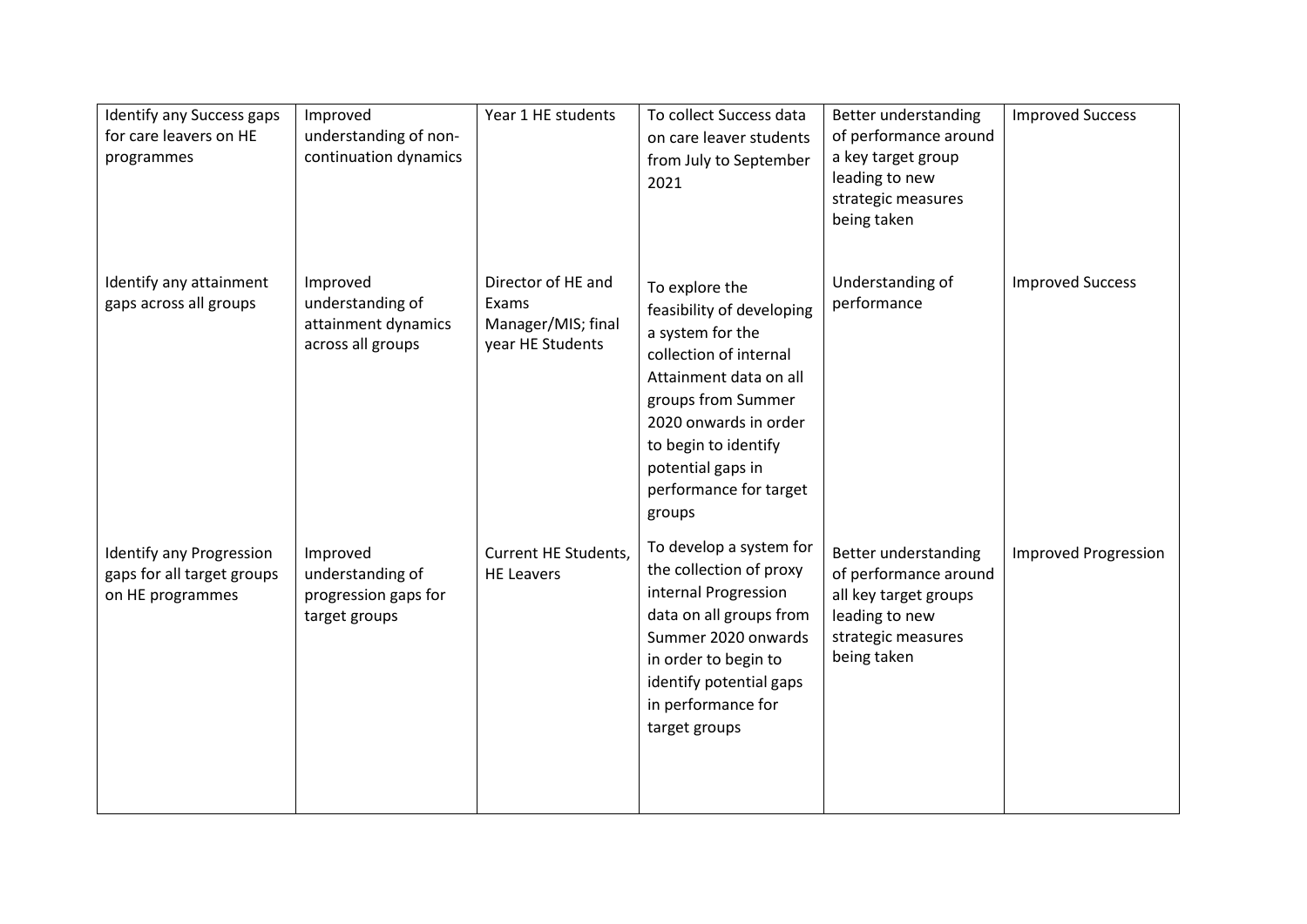| | | | | | |
|---|---|---|---|---|---|
| Identify any Success gaps for care leavers on HE programmes | Improved understanding of non-continuation dynamics | Year 1 HE students | To collect Success data on care leaver students from July to September 2021 | Better understanding of performance around a key target group leading to new strategic measures being taken | Improved Success |
| Identify any attainment gaps across all groups | Improved understanding of attainment dynamics across all groups | Director of HE and Exams Manager/MIS; final year HE Students | To explore the feasibility of developing a system for the collection of internal Attainment data on all groups from Summer 2020 onwards in order to begin to identify potential gaps in performance for target groups | Understanding of performance | Improved Success |
| Identify any Progression gaps for all target groups on HE programmes | Improved understanding of progression gaps for target groups | Current HE Students, HE Leavers | To develop a system for the collection of proxy internal Progression data on all groups from Summer 2020 onwards in order to begin to identify potential gaps in performance for target groups | Better understanding of performance around all key target groups leading to new strategic measures being taken | Improved Progression |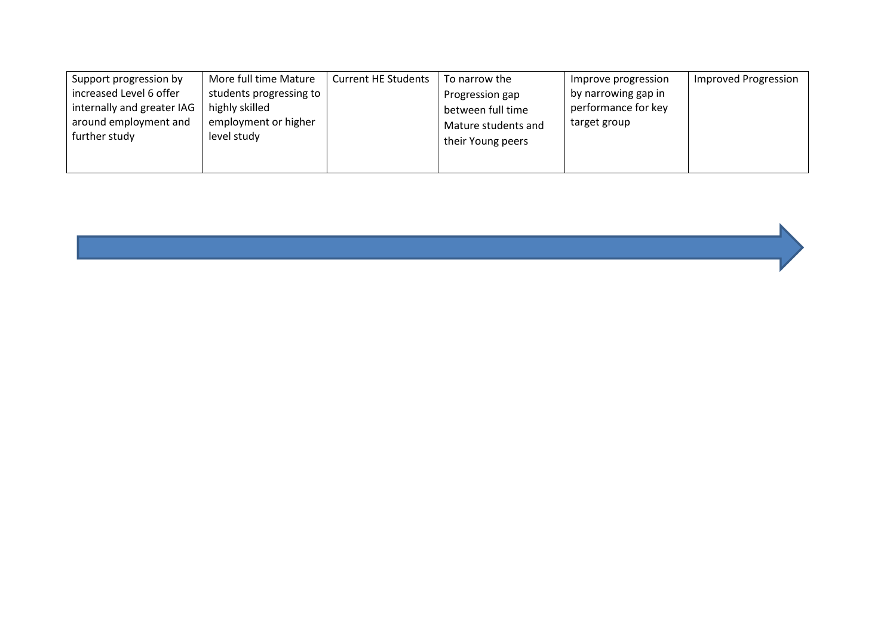| Support progression by increased Level 6 offer internally and greater IAG around employment and further study | More full time Mature students progressing to highly skilled employment or higher level study | Current HE Students | To narrow the Progression gap between full time Mature students and their Young peers | Improve progression by narrowing gap in performance for key target group | Improved Progression |
|---|---|---|---|---|---|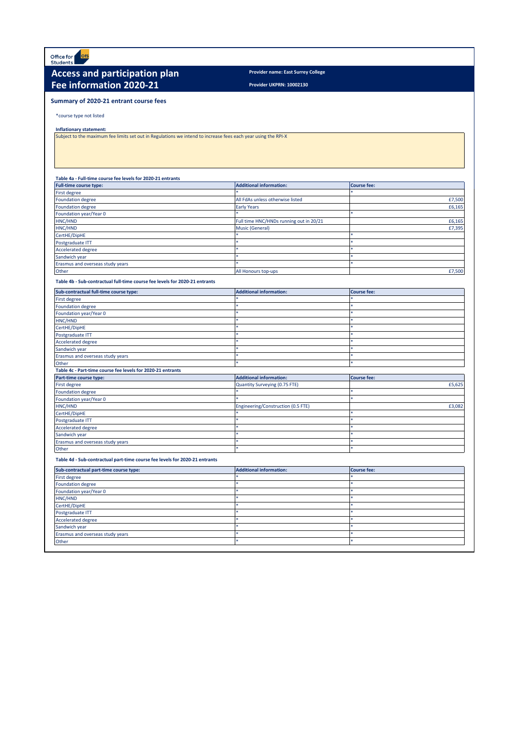Office for Students

# Access and participation plan
# Fee information 2020-21

**Provider name: East Surrey College**

**Provider UKPRN: 10002130**

## Summary of 2020-21 entrant course fees

*course type not listed

**Inflationary statement:**

Subject to the maximum fee limits set out in Regulations we intend to increase fees each year using the RPI-X

**Table 4a - Full-time course fee levels for 2020-21 entrants**

| Full-time course type: | Additional information: | Course fee: |
|---|---|---|
| First degree | * | * |
| Foundation degree | All FdAs unless otherwise listed | £7,500 |
| Foundation degree | Early Years | £6,165 |
| Foundation year/Year 0 | * | * |
| HNC/HND | Full time HNC/HNDs running out in 20/21 | £6,165 |
| HNC/HND | Music (General) | £7,395 |
| CertHE/DipHE | * | * |
| Postgraduate ITT | * | * |
| Accelerated degree | * | * |
| Sandwich year | * | * |
| Erasmus and overseas study years | * | * |
| Other | All Honours top-ups | £7,500 |

**Table 4b - Sub-contractual full-time course fee levels for 2020-21 entrants**

| Sub-contractual full-time course type: | Additional information: | Course fee: |
|---|---|---|
| First degree | * | * |
| Foundation degree | * | * |
| Foundation year/Year 0 | * | * |
| HNC/HND | * | * |
| CertHE/DipHE | * | * |
| Postgraduate ITT | * | * |
| Accelerated degree | * | * |
| Sandwich year | * | * |
| Erasmus and overseas study years | * | * |
| Other | * | * |

**Table 4c - Part-time course fee levels for 2020-21 entrants**

| Part-time course type: | Additional information: | Course fee: |
|---|---|---|
| First degree | Quantity Surveying (0.75 FTE) | £5,625 |
| Foundation degree | * | * |
| Foundation year/Year 0 | * | * |
| HNC/HND | Engineering/Construction (0.5 FTE) | £3,082 |
| CertHE/DipHE | * | * |
| Postgraduate ITT | * | * |
| Accelerated degree | * | * |
| Sandwich year | * | * |
| Erasmus and overseas study years | * | * |
| Other | * | * |

**Table 4d - Sub-contractual part-time course fee levels for 2020-21 entrants**

| Sub-contractual part-time course type: | Additional information: | Course fee: |
|---|---|---|
| First degree | * | * |
| Foundation degree | * | * |
| Foundation year/Year 0 | * | * |
| HNC/HND | * | * |
| CertHE/DipHE | * | * |
| Postgraduate ITT | * | * |
| Accelerated degree | * | * |
| Sandwich year | * | * |
| Erasmus and overseas study years | * | * |
| Other | * | * |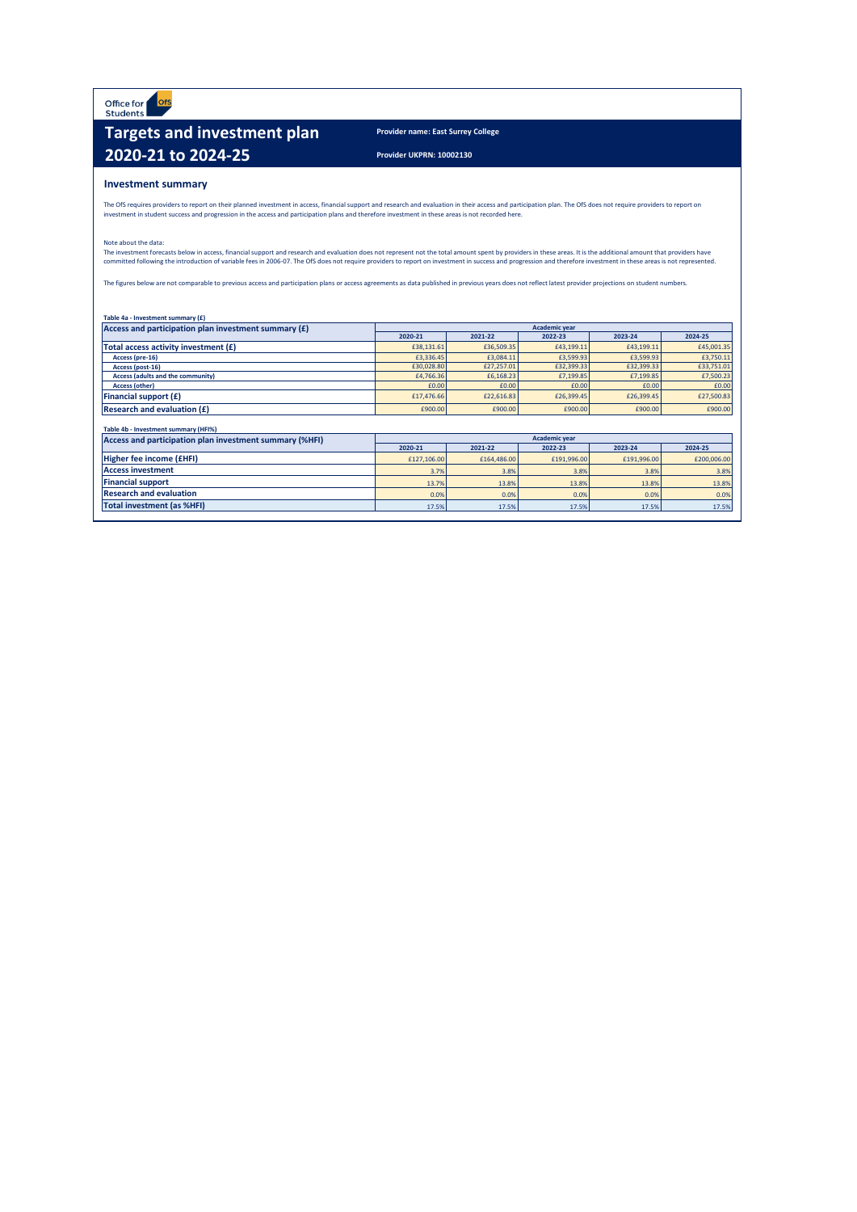Office for Students

# Targets and investment plan 2020-21 to 2024-25

**Provider name: East Surrey College**

**Provider UKPRN: 10002130**

## Investment summary

The OfS requires providers to report on their planned investment in access, financial support and research and evaluation in their access and participation plan. The OfS does not require providers to report on investment in student success and progression in the access and participation plans and therefore investment in these areas is not recorded here.

Note about the data:
The investment forecasts below in access, financial support and research and evaluation does not represent not the total amount spent by providers in these areas. It is the additional amount that providers have committed following the introduction of variable fees in 2006-07. The OfS does not require providers to report on investment in success and progression and therefore investment in these areas is not represented.

The figures below are not comparable to previous access and participation plans or access agreements as data published in previous years does not reflect latest provider projections on student numbers.

**Table 4a - Investment summary (£)**

| Access and participation plan investment summary (£) | Academic year | | | | |
|---|---|---|---|---|---|
| | 2020-21 | 2021-22 | 2022-23 | 2023-24 | 2024-25 |
| **Total access activity investment (£)** | £38,131.61 | £36,509.35 | £43,199.11 | £43,199.11 | £45,001.35 |
| Access (pre-16) | £3,336.45 | £3,084.11 | £3,599.93 | £3,599.93 | £3,750.11 |
| Access (post-16) | £30,028.80 | £27,257.01 | £32,399.33 | £32,399.33 | £33,751.01 |
| Access (adults and the community) | £4,766.36 | £6,168.23 | £7,199.85 | £7,199.85 | £7,500.23 |
| Access (other) | £0.00 | £0.00 | £0.00 | £0.00 | £0.00 |
| **Financial support (£)** | £17,476.66 | £22,616.83 | £26,399.45 | £26,399.45 | £27,500.83 |
| **Research and evaluation (£)** | £900.00 | £900.00 | £900.00 | £900.00 | £900.00 |

**Table 4b - Investment summary (HFI%)**

| Access and participation plan investment summary (%HFI) | Academic year | | | | |
|---|---|---|---|---|---|
| | 2020-21 | 2021-22 | 2022-23 | 2023-24 | 2024-25 |
| **Higher fee income (£HFI)** | £127,106.00 | £164,486.00 | £191,996.00 | £191,996.00 | £200,006.00 |
| **Access investment** | 3.7% | 3.8% | 3.8% | 3.8% | 3.8% |
| **Financial support** | 13.7% | 13.8% | 13.8% | 13.8% | 13.8% |
| **Research and evaluation** | 0.0% | 0.0% | 0.0% | 0.0% | 0.0% |
| **Total investment (as %HFI)** | 17.5% | 17.5% | 17.5% | 17.5% | 17.5% |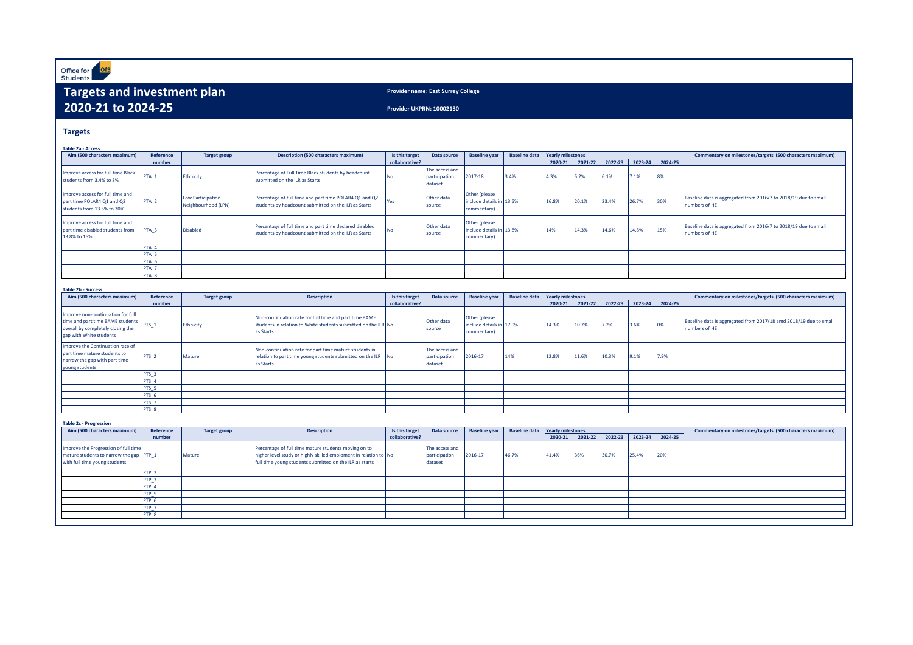Office for Students

# Targets and investment plan 2020-21 to 2024-25

**Provider name: East Surrey College**

**Provider UKPRN: 10002130**

## Targets

**Table 2a - Access**

| Aim (500 characters maximum) | Reference number | Target group | Description (500 characters maximum) | Is this target collaborative? | Data source | Baseline year | Baseline data | Yearly milestones 2020-21 | 2021-22 | 2022-23 | 2023-24 | 2024-25 | Commentary on milestones/targets (500 characters maximum) |
|---|---|---|---|---|---|---|---|---|---|---|---|---|---|
| Improve access for full time Black students from 3.4% to 8% | PTA_1 | Ethnicity | Percentage of Full Time Black students by headcount submitted on the ILR as Starts | No | The access and participation dataset | 2017-18 | 3.4% | 4.3% | 5.2% | 6.1% | 7.1% | 8% | |
| Improve access for full time and part time POLAR4 Q1 and Q2 students from 13.5% to 30% | PTA_2 | Low Participation Neighbourhood (LPN) | Percentage of full time and part time POLAR4 Q1 and Q2 students by headcount submitted on the ILR as Starts | Yes | Other data source | Other (please include details in commentary) | 13.5% | 16.8% | 20.1% | 23.4% | 26.7% | 30% | Baseline data is aggregated from 2016/7 to 2018/19 due to small numbers of HE |
| Improve access for full time and part time disabled students from 13.8% to 15% | PTA_3 | Disabled | Percentage of full time and part time declared disabled students by headcount submitted on the ILR as Starts | No | Other data source | Other (please include details in commentary) | 13.8% | 14% | 14.3% | 14.6% | 14.8% | 15% | Baseline data is aggregated from 2016/7 to 2018/19 due to small numbers of HE |
| | PTA_4 | | | | | | | | | | | | |
| | PTA_5 | | | | | | | | | | | | |
| | PTA_6 | | | | | | | | | | | | |
| | PTA_7 | | | | | | | | | | | | |
| | PTA_8 | | | | | | | | | | | | |

**Table 2b - Success**

| Aim (500 characters maximum) | Reference number | Target group | Description | Is this target collaborative? | Data source | Baseline year | Baseline data | Yearly milestones 2020-21 | 2021-22 | 2022-23 | 2023-24 | 2024-25 | Commentary on milestones/targets (500 characters maximum) |
|---|---|---|---|---|---|---|---|---|---|---|---|---|---|
| Improve non-continuation for full time and part time BAME students overall by completely closing the gap with White students | PTS_1 | Ethnicity | Non-continuation rate for full time and part time BAME students in relation to White students submitted on the ILR as Starts | No | Other data source | Other (please include details in commentary) | 17.9% | 14.3% | 10.7% | 7.2% | 3.6% | 0% | Baseline data is aggregated from 2017/18 amd 2018/19 due to small numbers of HE |
| Improve the Continuation rate of part time mature students to narrow the gap with part time young students. | PTS_2 | Mature | Non-continuation rate for part time mature students in relation to part time young students submitted on the ILR as Starts | No | The access and participation dataset | 2016-17 | 14% | 12.8% | 11.6% | 10.3% | 9.1% | 7.9% | |
| | PTS_3 | | | | | | | | | | | | |
| | PTS_4 | | | | | | | | | | | | |
| | PTS_5 | | | | | | | | | | | | |
| | PTS_6 | | | | | | | | | | | | |
| | PTS_7 | | | | | | | | | | | | |
| | PTS_8 | | | | | | | | | | | | |

**Table 2c - Progression**

| Aim (500 characters maximum) | Reference number | Target group | Description | Is this target collaborative? | Data source | Baseline year | Baseline data | Yearly milestones 2020-21 | 2021-22 | 2022-23 | 2023-24 | 2024-25 | Commentary on milestones/targets (500 characters maximum) |
|---|---|---|---|---|---|---|---|---|---|---|---|---|---|
| Improve the Progression of full time mature students to narrow the gap with full time young students | PTP_1 | Mature | Percentage of full time mature students moving on to higher level study or highly skilled emploment in relation to full time young students submitted on the ILR as starts | No | The access and participation dataset | 2016-17 | 46.7% | 41.4% | 36% | 30.7% | 25.4% | 20% | |
| | PTP_2 | | | | | | | | | | | | |
| | PTP_3 | | | | | | | | | | | | |
| | PTP_4 | | | | | | | | | | | | |
| | PTP_5 | | | | | | | | | | | | |
| | PTP_6 | | | | | | | | | | | | |
| | PTP_7 | | | | | | | | | | | | |
| | PTP_8 | | | | | | | | | | | | |